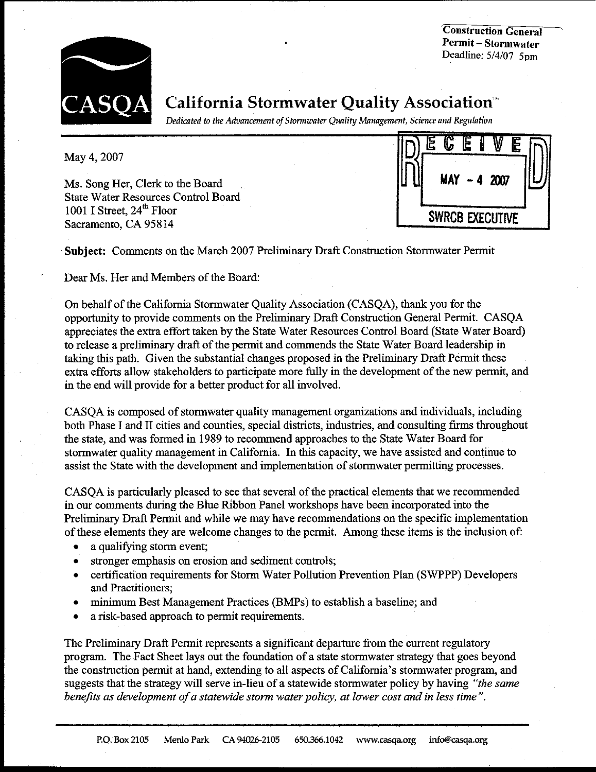**Construction General Permit – Stormwater**
Deadline: 5/4/07 5pm

# California Stormwater Quality Association™

*Dedicated to the Advancement of Stormwater Quality Management, Science and Regulation*

RECEIVED
MAY - 4 2007
SWRCB EXECUTIVE

May 4, 2007

Ms. Song Her, Clerk to the Board
State Water Resources Control Board
1001 I Street, 24th Floor
Sacramento, CA 95814

**Subject:** Comments on the March 2007 Preliminary Draft Construction Stormwater Permit

Dear Ms. Her and Members of the Board:

On behalf of the California Stormwater Quality Association (CASQA), thank you for the opportunity to provide comments on the Preliminary Draft Construction General Permit. CASQA appreciates the extra effort taken by the State Water Resources Control Board (State Water Board) to release a preliminary draft of the permit and commends the State Water Board leadership in taking this path. Given the substantial changes proposed in the Preliminary Draft Permit these extra efforts allow stakeholders to participate more fully in the development of the new permit, and in the end will provide for a better product for all involved.

CASQA is composed of stormwater quality management organizations and individuals, including both Phase I and II cities and counties, special districts, industries, and consulting firms throughout the state, and was formed in 1989 to recommend approaches to the State Water Board for stormwater quality management in California. In this capacity, we have assisted and continue to assist the State with the development and implementation of stormwater permitting processes.

CASQA is particularly pleased to see that several of the practical elements that we recommended in our comments during the Blue Ribbon Panel workshops have been incorporated into the Preliminary Draft Permit and while we may have recommendations on the specific implementation of these elements they are welcome changes to the permit. Among these items is the inclusion of:

- a qualifying storm event;
- stronger emphasis on erosion and sediment controls;
- certification requirements for Storm Water Pollution Prevention Plan (SWPPP) Developers and Practitioners;
- minimum Best Management Practices (BMPs) to establish a baseline; and
- a risk-based approach to permit requirements.

The Preliminary Draft Permit represents a significant departure from the current regulatory program. The Fact Sheet lays out the foundation of a state stormwater strategy that goes beyond the construction permit at hand, extending to all aspects of California's stormwater program, and suggests that the strategy will serve in-lieu of a statewide stormwater policy by having *"the same benefits as development of a statewide storm water policy, at lower cost and in less time"*.

P.O. Box 2105 Menlo Park CA 94026-2105 650.366.1042 www.casqa.org info@casqa.org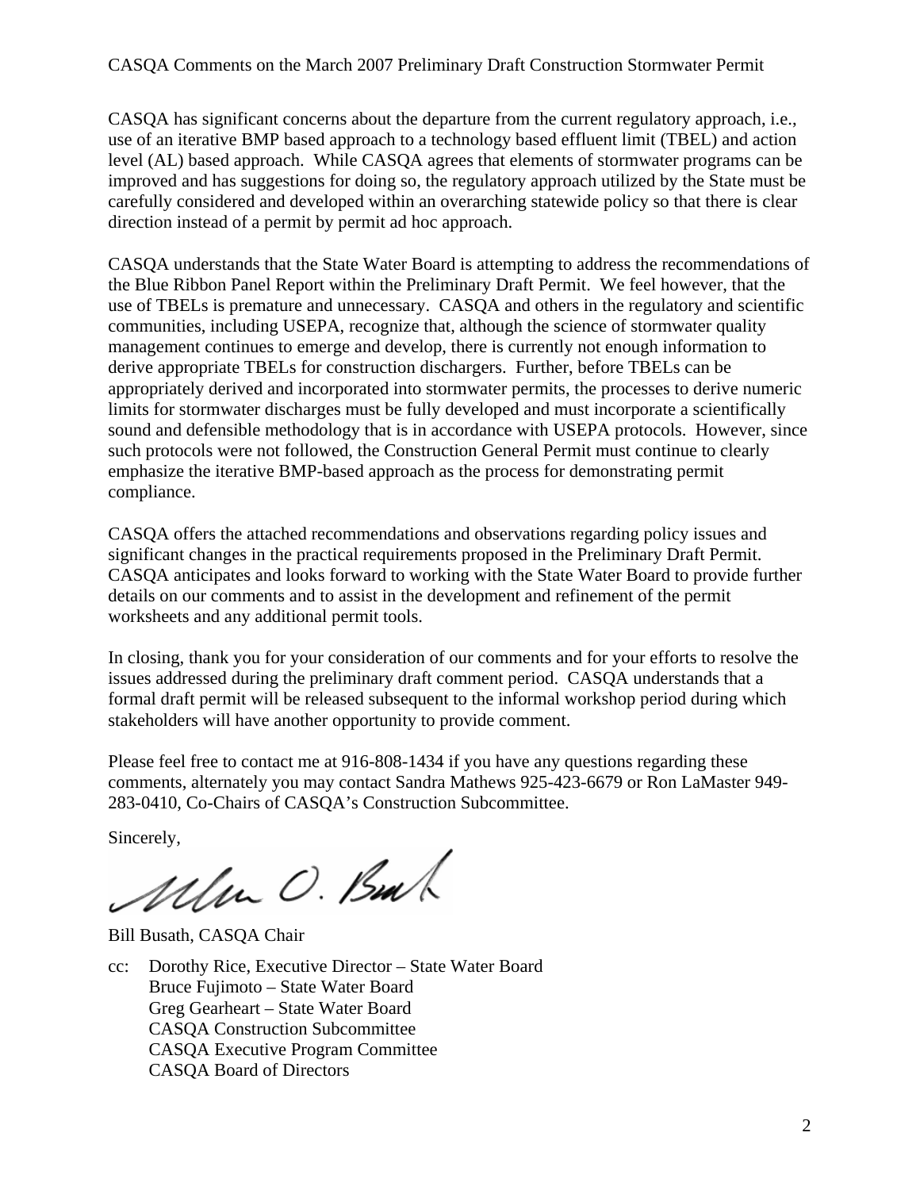CASQA has significant concerns about the departure from the current regulatory approach, i.e., use of an iterative BMP based approach to a technology based effluent limit (TBEL) and action level (AL) based approach. While CASQA agrees that elements of stormwater programs can be improved and has suggestions for doing so, the regulatory approach utilized by the State must be carefully considered and developed within an overarching statewide policy so that there is clear direction instead of a permit by permit ad hoc approach.

CASQA understands that the State Water Board is attempting to address the recommendations of the Blue Ribbon Panel Report within the Preliminary Draft Permit. We feel however, that the use of TBELs is premature and unnecessary. CASQA and others in the regulatory and scientific communities, including USEPA, recognize that, although the science of stormwater quality management continues to emerge and develop, there is currently not enough information to derive appropriate TBELs for construction dischargers. Further, before TBELs can be appropriately derived and incorporated into stormwater permits, the processes to derive numeric limits for stormwater discharges must be fully developed and must incorporate a scientifically sound and defensible methodology that is in accordance with USEPA protocols. However, since such protocols were not followed, the Construction General Permit must continue to clearly emphasize the iterative BMP-based approach as the process for demonstrating permit compliance.

CASQA offers the attached recommendations and observations regarding policy issues and significant changes in the practical requirements proposed in the Preliminary Draft Permit. CASQA anticipates and looks forward to working with the State Water Board to provide further details on our comments and to assist in the development and refinement of the permit worksheets and any additional permit tools.

In closing, thank you for your consideration of our comments and for your efforts to resolve the issues addressed during the preliminary draft comment period. CASQA understands that a formal draft permit will be released subsequent to the informal workshop period during which stakeholders will have another opportunity to provide comment.

Please feel free to contact me at 916-808-1434 if you have any questions regarding these comments, alternately you may contact Sandra Mathews 925-423-6679 or Ron LaMaster 949-283-0410, Co-Chairs of CASQA's Construction Subcommittee.

Sincerely,

Bill Busath, CASQA Chair

cc: Dorothy Rice, Executive Director – State Water Board
Bruce Fujimoto – State Water Board
Greg Gearheart – State Water Board
CASQA Construction Subcommittee
CASQA Executive Program Committee
CASQA Board of Directors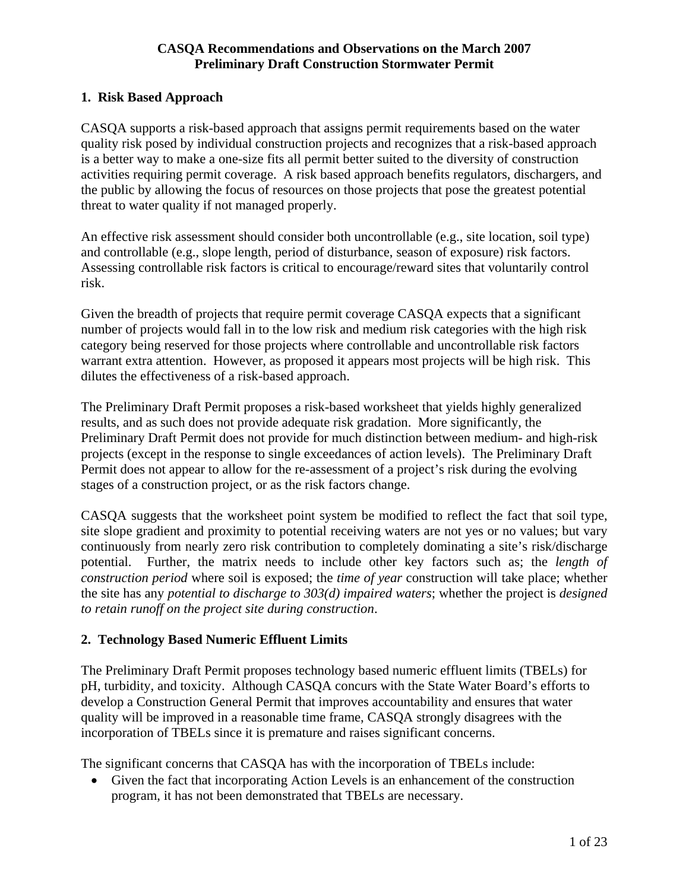**CASQA Recommendations and Observations on the March 2007 Preliminary Draft Construction Stormwater Permit**

## 1. Risk Based Approach

CASQA supports a risk-based approach that assigns permit requirements based on the water quality risk posed by individual construction projects and recognizes that a risk-based approach is a better way to make a one-size fits all permit better suited to the diversity of construction activities requiring permit coverage. A risk based approach benefits regulators, dischargers, and the public by allowing the focus of resources on those projects that pose the greatest potential threat to water quality if not managed properly.

An effective risk assessment should consider both uncontrollable (e.g., site location, soil type) and controllable (e.g., slope length, period of disturbance, season of exposure) risk factors. Assessing controllable risk factors is critical to encourage/reward sites that voluntarily control risk.

Given the breadth of projects that require permit coverage CASQA expects that a significant number of projects would fall in to the low risk and medium risk categories with the high risk category being reserved for those projects where controllable and uncontrollable risk factors warrant extra attention. However, as proposed it appears most projects will be high risk. This dilutes the effectiveness of a risk-based approach.

The Preliminary Draft Permit proposes a risk-based worksheet that yields highly generalized results, and as such does not provide adequate risk gradation. More significantly, the Preliminary Draft Permit does not provide for much distinction between medium- and high-risk projects (except in the response to single exceedances of action levels). The Preliminary Draft Permit does not appear to allow for the re-assessment of a project's risk during the evolving stages of a construction project, or as the risk factors change.

CASQA suggests that the worksheet point system be modified to reflect the fact that soil type, site slope gradient and proximity to potential receiving waters are not yes or no values; but vary continuously from nearly zero risk contribution to completely dominating a site's risk/discharge potential. Further, the matrix needs to include other key factors such as; the *length of construction period* where soil is exposed; the *time of year* construction will take place; whether the site has any *potential to discharge to 303(d) impaired waters*; whether the project is *designed to retain runoff on the project site during construction*.

## 2. Technology Based Numeric Effluent Limits

The Preliminary Draft Permit proposes technology based numeric effluent limits (TBELs) for pH, turbidity, and toxicity. Although CASQA concurs with the State Water Board's efforts to develop a Construction General Permit that improves accountability and ensures that water quality will be improved in a reasonable time frame, CASQA strongly disagrees with the incorporation of TBELs since it is premature and raises significant concerns.

The significant concerns that CASQA has with the incorporation of TBELs include:

- Given the fact that incorporating Action Levels is an enhancement of the construction program, it has not been demonstrated that TBELs are necessary.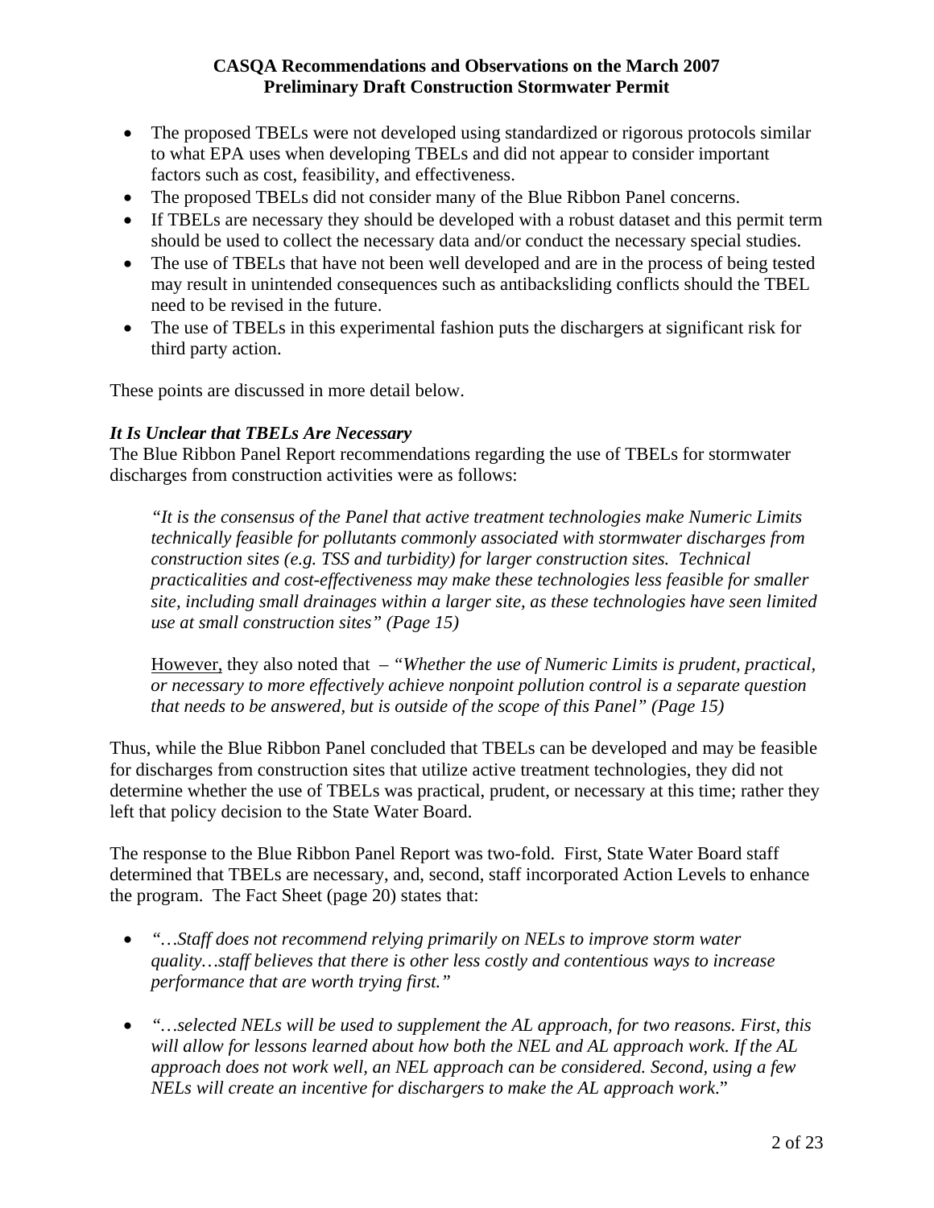- The proposed TBELs were not developed using standardized or rigorous protocols similar to what EPA uses when developing TBELs and did not appear to consider important factors such as cost, feasibility, and effectiveness.
- The proposed TBELs did not consider many of the Blue Ribbon Panel concerns.
- If TBELs are necessary they should be developed with a robust dataset and this permit term should be used to collect the necessary data and/or conduct the necessary special studies.
- The use of TBELs that have not been well developed and are in the process of being tested may result in unintended consequences such as antibacksliding conflicts should the TBEL need to be revised in the future.
- The use of TBELs in this experimental fashion puts the dischargers at significant risk for third party action.

These points are discussed in more detail below.

### *It Is Unclear that TBELs Are Necessary*

The Blue Ribbon Panel Report recommendations regarding the use of TBELs for stormwater discharges from construction activities were as follows:

> *"It is the consensus of the Panel that active treatment technologies make Numeric Limits technically feasible for pollutants commonly associated with stormwater discharges from construction sites (e.g. TSS and turbidity) for larger construction sites. Technical practicalities and cost-effectiveness may make these technologies less feasible for smaller site, including small drainages within a larger site, as these technologies have seen limited use at small construction sites" (Page 15)*
>
> However, they also noted that – *"Whether the use of Numeric Limits is prudent, practical, or necessary to more effectively achieve nonpoint pollution control is a separate question that needs to be answered, but is outside of the scope of this Panel" (Page 15)*

Thus, while the Blue Ribbon Panel concluded that TBELs can be developed and may be feasible for discharges from construction sites that utilize active treatment technologies, they did not determine whether the use of TBELs was practical, prudent, or necessary at this time; rather they left that policy decision to the State Water Board.

The response to the Blue Ribbon Panel Report was two-fold. First, State Water Board staff determined that TBELs are necessary, and, second, staff incorporated Action Levels to enhance the program. The Fact Sheet (page 20) states that:

- *"…Staff does not recommend relying primarily on NELs to improve storm water quality…staff believes that there is other less costly and contentious ways to increase performance that are worth trying first."*
- *"…selected NELs will be used to supplement the AL approach, for two reasons. First, this will allow for lessons learned about how both the NEL and AL approach work. If the AL approach does not work well, an NEL approach can be considered. Second, using a few NELs will create an incentive for dischargers to make the AL approach work."*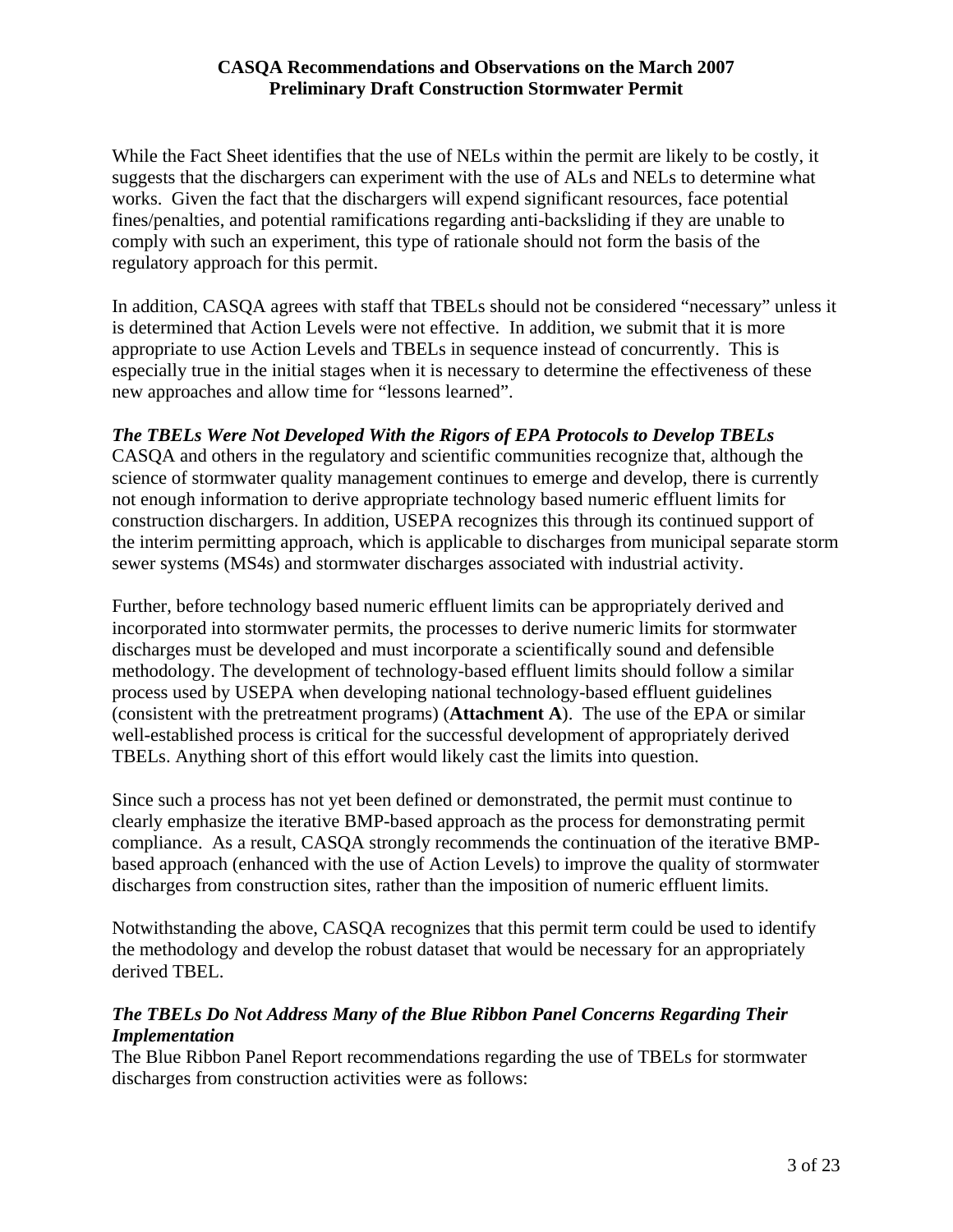While the Fact Sheet identifies that the use of NELs within the permit are likely to be costly, it suggests that the dischargers can experiment with the use of ALs and NELs to determine what works. Given the fact that the dischargers will expend significant resources, face potential fines/penalties, and potential ramifications regarding anti-backsliding if they are unable to comply with such an experiment, this type of rationale should not form the basis of the regulatory approach for this permit.

In addition, CASQA agrees with staff that TBELs should not be considered "necessary" unless it is determined that Action Levels were not effective. In addition, we submit that it is more appropriate to use Action Levels and TBELs in sequence instead of concurrently. This is especially true in the initial stages when it is necessary to determine the effectiveness of these new approaches and allow time for "lessons learned".

***The TBELs Were Not Developed With the Rigors of EPA Protocols to Develop TBELs***

CASQA and others in the regulatory and scientific communities recognize that, although the science of stormwater quality management continues to emerge and develop, there is currently not enough information to derive appropriate technology based numeric effluent limits for construction dischargers. In addition, USEPA recognizes this through its continued support of the interim permitting approach, which is applicable to discharges from municipal separate storm sewer systems (MS4s) and stormwater discharges associated with industrial activity.

Further, before technology based numeric effluent limits can be appropriately derived and incorporated into stormwater permits, the processes to derive numeric limits for stormwater discharges must be developed and must incorporate a scientifically sound and defensible methodology. The development of technology-based effluent limits should follow a similar process used by USEPA when developing national technology-based effluent guidelines (consistent with the pretreatment programs) (**Attachment A**). The use of the EPA or similar well-established process is critical for the successful development of appropriately derived TBELs. Anything short of this effort would likely cast the limits into question.

Since such a process has not yet been defined or demonstrated, the permit must continue to clearly emphasize the iterative BMP-based approach as the process for demonstrating permit compliance. As a result, CASQA strongly recommends the continuation of the iterative BMP-based approach (enhanced with the use of Action Levels) to improve the quality of stormwater discharges from construction sites, rather than the imposition of numeric effluent limits.

Notwithstanding the above, CASQA recognizes that this permit term could be used to identify the methodology and develop the robust dataset that would be necessary for an appropriately derived TBEL.

***The TBELs Do Not Address Many of the Blue Ribbon Panel Concerns Regarding Their Implementation***

The Blue Ribbon Panel Report recommendations regarding the use of TBELs for stormwater discharges from construction activities were as follows: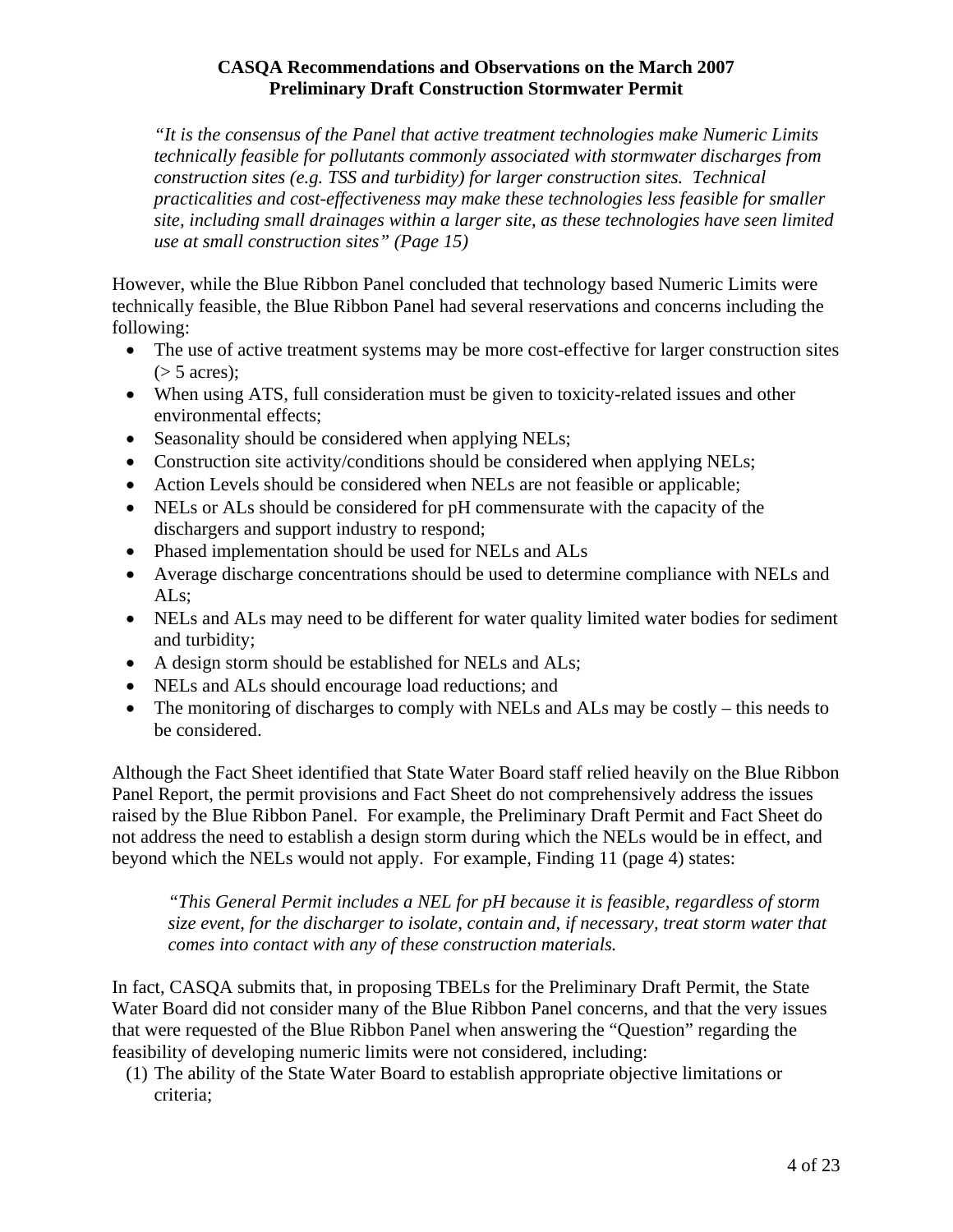*"It is the consensus of the Panel that active treatment technologies make Numeric Limits technically feasible for pollutants commonly associated with stormwater discharges from construction sites (e.g. TSS and turbidity) for larger construction sites. Technical practicalities and cost-effectiveness may make these technologies less feasible for smaller site, including small drainages within a larger site, as these technologies have seen limited use at small construction sites" (Page 15)*

However, while the Blue Ribbon Panel concluded that technology based Numeric Limits were technically feasible, the Blue Ribbon Panel had several reservations and concerns including the following:

- The use of active treatment systems may be more cost-effective for larger construction sites (> 5 acres);
- When using ATS, full consideration must be given to toxicity-related issues and other environmental effects;
- Seasonality should be considered when applying NELs;
- Construction site activity/conditions should be considered when applying NELs;
- Action Levels should be considered when NELs are not feasible or applicable;
- NELs or ALs should be considered for pH commensurate with the capacity of the dischargers and support industry to respond;
- Phased implementation should be used for NELs and ALs
- Average discharge concentrations should be used to determine compliance with NELs and ALs;
- NELs and ALs may need to be different for water quality limited water bodies for sediment and turbidity;
- A design storm should be established for NELs and ALs;
- NELs and ALs should encourage load reductions; and
- The monitoring of discharges to comply with NELs and ALs may be costly – this needs to be considered.

Although the Fact Sheet identified that State Water Board staff relied heavily on the Blue Ribbon Panel Report, the permit provisions and Fact Sheet do not comprehensively address the issues raised by the Blue Ribbon Panel. For example, the Preliminary Draft Permit and Fact Sheet do not address the need to establish a design storm during which the NELs would be in effect, and beyond which the NELs would not apply. For example, Finding 11 (page 4) states:

*"This General Permit includes a NEL for pH because it is feasible, regardless of storm size event, for the discharger to isolate, contain and, if necessary, treat storm water that comes into contact with any of these construction materials.*

In fact, CASQA submits that, in proposing TBELs for the Preliminary Draft Permit, the State Water Board did not consider many of the Blue Ribbon Panel concerns, and that the very issues that were requested of the Blue Ribbon Panel when answering the "Question" regarding the feasibility of developing numeric limits were not considered, including:

(1) The ability of the State Water Board to establish appropriate objective limitations or criteria;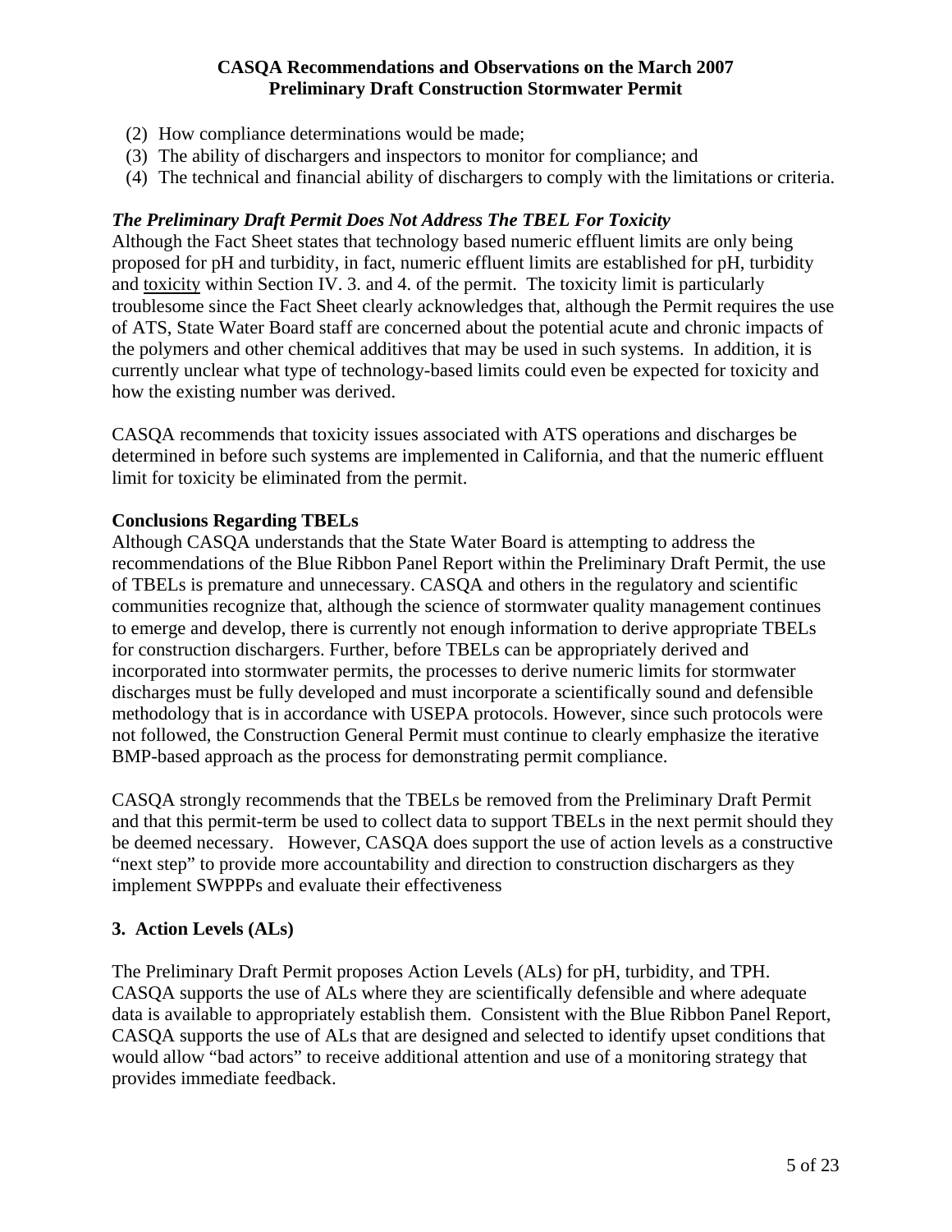(2) How compliance determinations would be made;
(3) The ability of dischargers and inspectors to monitor for compliance; and
(4) The technical and financial ability of dischargers to comply with the limitations or criteria.

***The Preliminary Draft Permit Does Not Address The TBEL For Toxicity***

Although the Fact Sheet states that technology based numeric effluent limits are only being proposed for pH and turbidity, in fact, numeric effluent limits are established for pH, turbidity and toxicity within Section IV. 3. and 4. of the permit. The toxicity limit is particularly troublesome since the Fact Sheet clearly acknowledges that, although the Permit requires the use of ATS, State Water Board staff are concerned about the potential acute and chronic impacts of the polymers and other chemical additives that may be used in such systems. In addition, it is currently unclear what type of technology-based limits could even be expected for toxicity and how the existing number was derived.

CASQA recommends that toxicity issues associated with ATS operations and discharges be determined in before such systems are implemented in California, and that the numeric effluent limit for toxicity be eliminated from the permit.

**Conclusions Regarding TBELs**

Although CASQA understands that the State Water Board is attempting to address the recommendations of the Blue Ribbon Panel Report within the Preliminary Draft Permit, the use of TBELs is premature and unnecessary. CASQA and others in the regulatory and scientific communities recognize that, although the science of stormwater quality management continues to emerge and develop, there is currently not enough information to derive appropriate TBELs for construction dischargers. Further, before TBELs can be appropriately derived and incorporated into stormwater permits, the processes to derive numeric limits for stormwater discharges must be fully developed and must incorporate a scientifically sound and defensible methodology that is in accordance with USEPA protocols. However, since such protocols were not followed, the Construction General Permit must continue to clearly emphasize the iterative BMP-based approach as the process for demonstrating permit compliance.

CASQA strongly recommends that the TBELs be removed from the Preliminary Draft Permit and that this permit-term be used to collect data to support TBELs in the next permit should they be deemed necessary. However, CASQA does support the use of action levels as a constructive "next step" to provide more accountability and direction to construction dischargers as they implement SWPPPs and evaluate their effectiveness

## 3. Action Levels (ALs)

The Preliminary Draft Permit proposes Action Levels (ALs) for pH, turbidity, and TPH. CASQA supports the use of ALs where they are scientifically defensible and where adequate data is available to appropriately establish them. Consistent with the Blue Ribbon Panel Report, CASQA supports the use of ALs that are designed and selected to identify upset conditions that would allow "bad actors" to receive additional attention and use of a monitoring strategy that provides immediate feedback.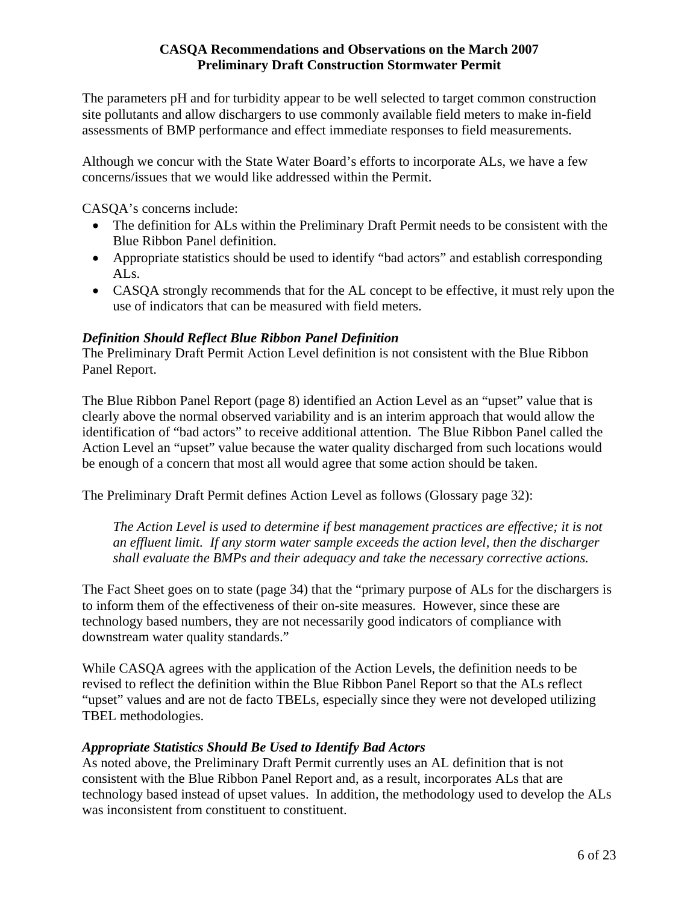The parameters pH and for turbidity appear to be well selected to target common construction site pollutants and allow dischargers to use commonly available field meters to make in-field assessments of BMP performance and effect immediate responses to field measurements.

Although we concur with the State Water Board's efforts to incorporate ALs, we have a few concerns/issues that we would like addressed within the Permit.

CASQA's concerns include:

- The definition for ALs within the Preliminary Draft Permit needs to be consistent with the Blue Ribbon Panel definition.
- Appropriate statistics should be used to identify "bad actors" and establish corresponding ALs.
- CASQA strongly recommends that for the AL concept to be effective, it must rely upon the use of indicators that can be measured with field meters.

***Definition Should Reflect Blue Ribbon Panel Definition***

The Preliminary Draft Permit Action Level definition is not consistent with the Blue Ribbon Panel Report.

The Blue Ribbon Panel Report (page 8) identified an Action Level as an "upset" value that is clearly above the normal observed variability and is an interim approach that would allow the identification of "bad actors" to receive additional attention. The Blue Ribbon Panel called the Action Level an "upset" value because the water quality discharged from such locations would be enough of a concern that most all would agree that some action should be taken.

The Preliminary Draft Permit defines Action Level as follows (Glossary page 32):

> *The Action Level is used to determine if best management practices are effective; it is not an effluent limit. If any storm water sample exceeds the action level, then the discharger shall evaluate the BMPs and their adequacy and take the necessary corrective actions.*

The Fact Sheet goes on to state (page 34) that the "primary purpose of ALs for the dischargers is to inform them of the effectiveness of their on-site measures. However, since these are technology based numbers, they are not necessarily good indicators of compliance with downstream water quality standards."

While CASQA agrees with the application of the Action Levels, the definition needs to be revised to reflect the definition within the Blue Ribbon Panel Report so that the ALs reflect "upset" values and are not de facto TBELs, especially since they were not developed utilizing TBEL methodologies.

***Appropriate Statistics Should Be Used to Identify Bad Actors***

As noted above, the Preliminary Draft Permit currently uses an AL definition that is not consistent with the Blue Ribbon Panel Report and, as a result, incorporates ALs that are technology based instead of upset values. In addition, the methodology used to develop the ALs was inconsistent from constituent to constituent.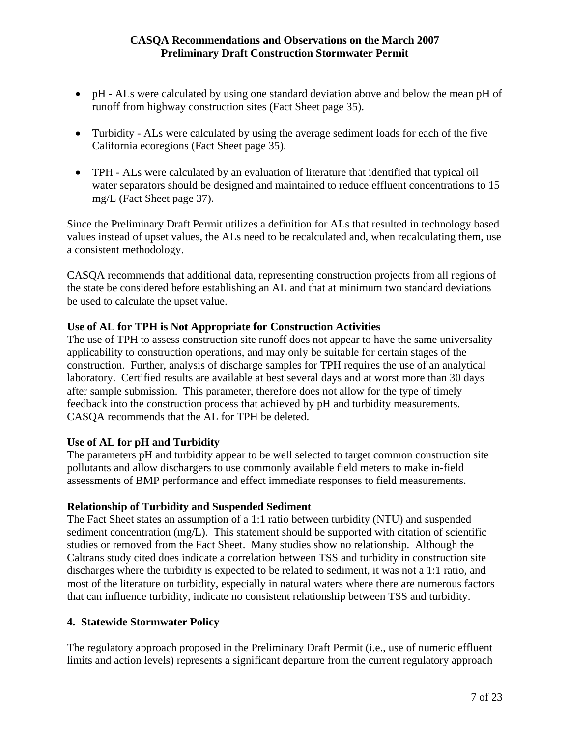- pH - ALs were calculated by using one standard deviation above and below the mean pH of runoff from highway construction sites (Fact Sheet page 35).

- Turbidity - ALs were calculated by using the average sediment loads for each of the five California ecoregions (Fact Sheet page 35).

- TPH - ALs were calculated by an evaluation of literature that identified that typical oil water separators should be designed and maintained to reduce effluent concentrations to 15 mg/L (Fact Sheet page 37).

Since the Preliminary Draft Permit utilizes a definition for ALs that resulted in technology based values instead of upset values, the ALs need to be recalculated and, when recalculating them, use a consistent methodology.

CASQA recommends that additional data, representing construction projects from all regions of the state be considered before establishing an AL and that at minimum two standard deviations be used to calculate the upset value.

**Use of AL for TPH is Not Appropriate for Construction Activities**

The use of TPH to assess construction site runoff does not appear to have the same universality applicability to construction operations, and may only be suitable for certain stages of the construction. Further, analysis of discharge samples for TPH requires the use of an analytical laboratory. Certified results are available at best several days and at worst more than 30 days after sample submission. This parameter, therefore does not allow for the type of timely feedback into the construction process that achieved by pH and turbidity measurements. CASQA recommends that the AL for TPH be deleted.

**Use of AL for pH and Turbidity**

The parameters pH and turbidity appear to be well selected to target common construction site pollutants and allow dischargers to use commonly available field meters to make in-field assessments of BMP performance and effect immediate responses to field measurements.

**Relationship of Turbidity and Suspended Sediment**

The Fact Sheet states an assumption of a 1:1 ratio between turbidity (NTU) and suspended sediment concentration (mg/L). This statement should be supported with citation of scientific studies or removed from the Fact Sheet. Many studies show no relationship. Although the Caltrans study cited does indicate a correlation between TSS and turbidity in construction site discharges where the turbidity is expected to be related to sediment, it was not a 1:1 ratio, and most of the literature on turbidity, especially in natural waters where there are numerous factors that can influence turbidity, indicate no consistent relationship between TSS and turbidity.

## 4. Statewide Stormwater Policy

The regulatory approach proposed in the Preliminary Draft Permit (i.e., use of numeric effluent limits and action levels) represents a significant departure from the current regulatory approach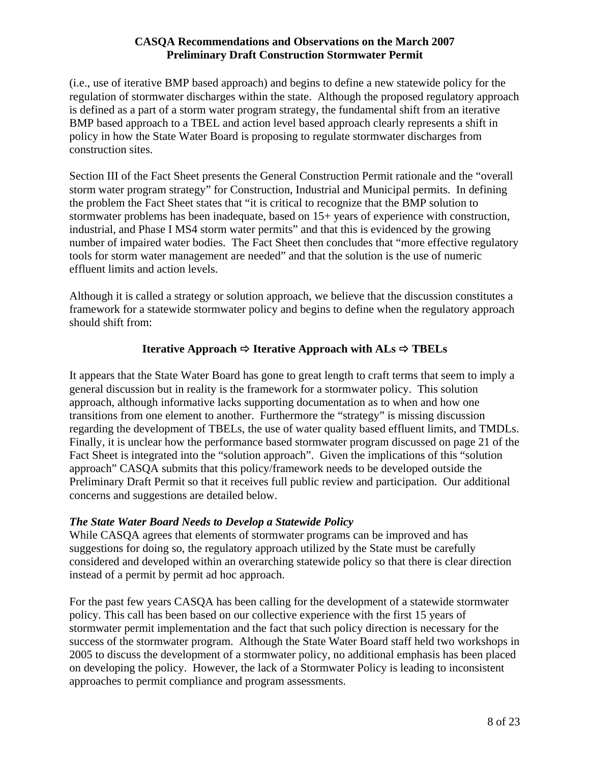(i.e., use of iterative BMP based approach) and begins to define a new statewide policy for the regulation of stormwater discharges within the state. Although the proposed regulatory approach is defined as a part of a storm water program strategy, the fundamental shift from an iterative BMP based approach to a TBEL and action level based approach clearly represents a shift in policy in how the State Water Board is proposing to regulate stormwater discharges from construction sites.

Section III of the Fact Sheet presents the General Construction Permit rationale and the "overall storm water program strategy" for Construction, Industrial and Municipal permits. In defining the problem the Fact Sheet states that "it is critical to recognize that the BMP solution to stormwater problems has been inadequate, based on 15+ years of experience with construction, industrial, and Phase I MS4 storm water permits" and that this is evidenced by the growing number of impaired water bodies. The Fact Sheet then concludes that "more effective regulatory tools for storm water management are needed" and that the solution is the use of numeric effluent limits and action levels.

Although it is called a strategy or solution approach, we believe that the discussion constitutes a framework for a statewide stormwater policy and begins to define when the regulatory approach should shift from:

**Iterative Approach ⇨ Iterative Approach with ALs ⇨ TBELs**

It appears that the State Water Board has gone to great length to craft terms that seem to imply a general discussion but in reality is the framework for a stormwater policy. This solution approach, although informative lacks supporting documentation as to when and how one transitions from one element to another. Furthermore the "strategy" is missing discussion regarding the development of TBELs, the use of water quality based effluent limits, and TMDLs. Finally, it is unclear how the performance based stormwater program discussed on page 21 of the Fact Sheet is integrated into the "solution approach". Given the implications of this "solution approach" CASQA submits that this policy/framework needs to be developed outside the Preliminary Draft Permit so that it receives full public review and participation. Our additional concerns and suggestions are detailed below.

***The State Water Board Needs to Develop a Statewide Policy***

While CASQA agrees that elements of stormwater programs can be improved and has suggestions for doing so, the regulatory approach utilized by the State must be carefully considered and developed within an overarching statewide policy so that there is clear direction instead of a permit by permit ad hoc approach.

For the past few years CASQA has been calling for the development of a statewide stormwater policy. This call has been based on our collective experience with the first 15 years of stormwater permit implementation and the fact that such policy direction is necessary for the success of the stormwater program. Although the State Water Board staff held two workshops in 2005 to discuss the development of a stormwater policy, no additional emphasis has been placed on developing the policy. However, the lack of a Stormwater Policy is leading to inconsistent approaches to permit compliance and program assessments.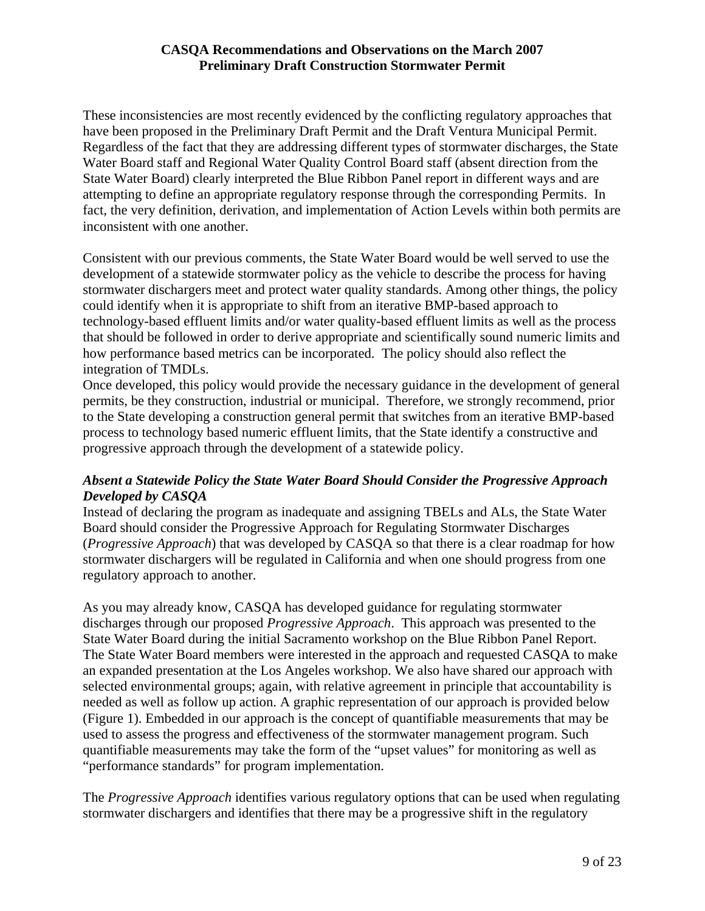These inconsistencies are most recently evidenced by the conflicting regulatory approaches that have been proposed in the Preliminary Draft Permit and the Draft Ventura Municipal Permit. Regardless of the fact that they are addressing different types of stormwater discharges, the State Water Board staff and Regional Water Quality Control Board staff (absent direction from the State Water Board) clearly interpreted the Blue Ribbon Panel report in different ways and are attempting to define an appropriate regulatory response through the corresponding Permits. In fact, the very definition, derivation, and implementation of Action Levels within both permits are inconsistent with one another.

Consistent with our previous comments, the State Water Board would be well served to use the development of a statewide stormwater policy as the vehicle to describe the process for having stormwater dischargers meet and protect water quality standards. Among other things, the policy could identify when it is appropriate to shift from an iterative BMP-based approach to technology-based effluent limits and/or water quality-based effluent limits as well as the process that should be followed in order to derive appropriate and scientifically sound numeric limits and how performance based metrics can be incorporated. The policy should also reflect the integration of TMDLs.

Once developed, this policy would provide the necessary guidance in the development of general permits, be they construction, industrial or municipal. Therefore, we strongly recommend, prior to the State developing a construction general permit that switches from an iterative BMP-based process to technology based numeric effluent limits, that the State identify a constructive and progressive approach through the development of a statewide policy.

***Absent a Statewide Policy the State Water Board Should Consider the Progressive Approach Developed by CASQA***

Instead of declaring the program as inadequate and assigning TBELs and ALs, the State Water Board should consider the Progressive Approach for Regulating Stormwater Discharges (*Progressive Approach*) that was developed by CASQA so that there is a clear roadmap for how stormwater dischargers will be regulated in California and when one should progress from one regulatory approach to another.

As you may already know, CASQA has developed guidance for regulating stormwater discharges through our proposed *Progressive Approach*. This approach was presented to the State Water Board during the initial Sacramento workshop on the Blue Ribbon Panel Report. The State Water Board members were interested in the approach and requested CASQA to make an expanded presentation at the Los Angeles workshop. We also have shared our approach with selected environmental groups; again, with relative agreement in principle that accountability is needed as well as follow up action. A graphic representation of our approach is provided below (Figure 1). Embedded in our approach is the concept of quantifiable measurements that may be used to assess the progress and effectiveness of the stormwater management program. Such quantifiable measurements may take the form of the "upset values" for monitoring as well as "performance standards" for program implementation.

The *Progressive Approach* identifies various regulatory options that can be used when regulating stormwater dischargers and identifies that there may be a progressive shift in the regulatory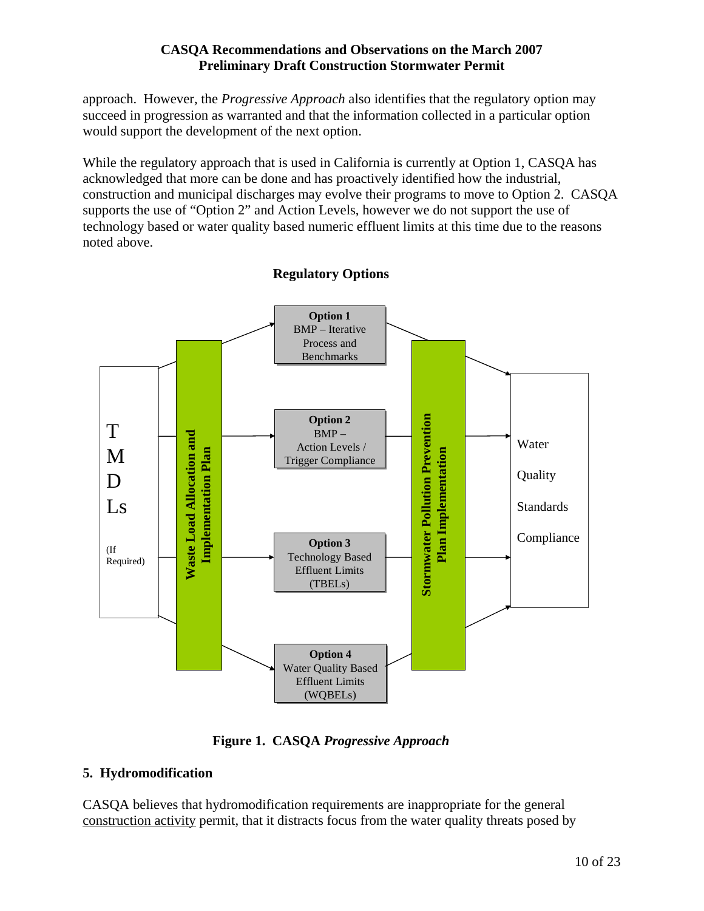approach. However, the *Progressive Approach* also identifies that the regulatory option may succeed in progression as warranted and that the information collected in a particular option would support the development of the next option.

While the regulatory approach that is used in California is currently at Option 1, CASQA has acknowledged that more can be done and has proactively identified how the industrial, construction and municipal discharges may evolve their programs to move to Option 2. CASQA supports the use of "Option 2" and Action Levels, however we do not support the use of technology based or water quality based numeric effluent limits at this time due to the reasons noted above.

**Regulatory Options**

TMDLs (If Required)

**Waste Load Allocation and Implementation Plan**

**Option 1**
BMP – Iterative Process and Benchmarks

**Option 2**
BMP – Action Levels / Trigger Compliance

**Option 3**
Technology Based Effluent Limits (TBELs)

**Option 4**
Water Quality Based Effluent Limits (WQBELs)

**Stormwater Pollution Prevention Plan Implementation**

Water Quality Standards Compliance

**Figure 1. CASQA *Progressive Approach***

## 5. Hydromodification

CASQA believes that hydromodification requirements are inappropriate for the general <u>construction activity</u> permit, that it distracts focus from the water quality threats posed by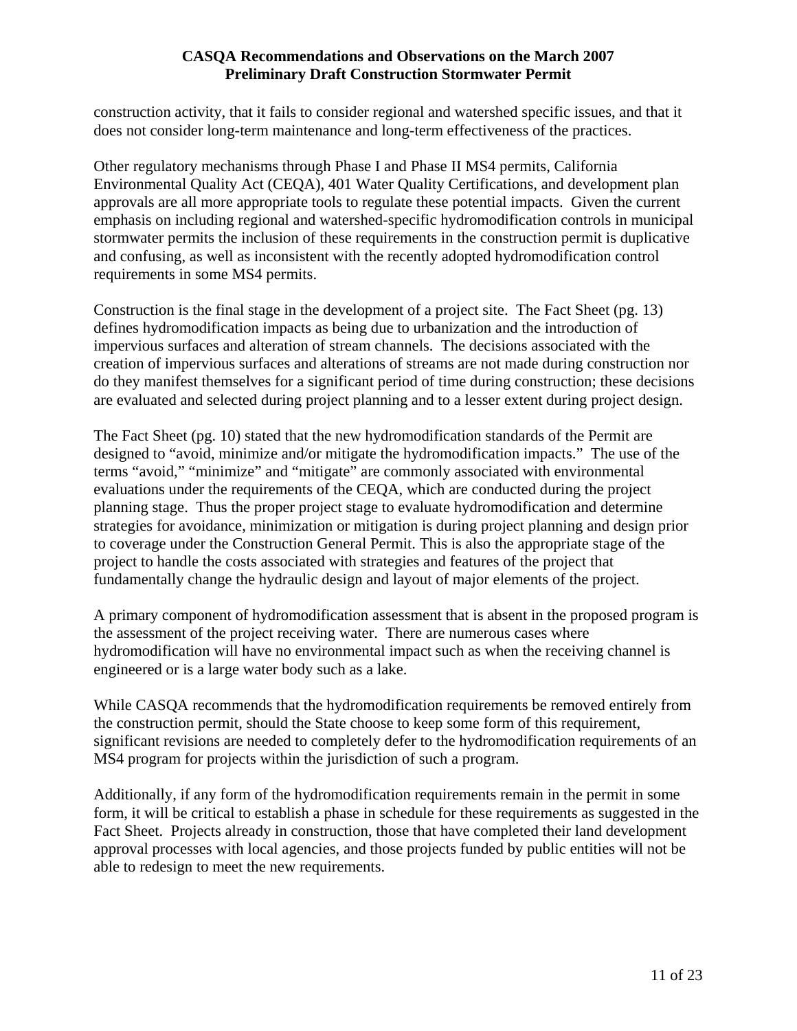construction activity, that it fails to consider regional and watershed specific issues, and that it does not consider long-term maintenance and long-term effectiveness of the practices.

Other regulatory mechanisms through Phase I and Phase II MS4 permits, California Environmental Quality Act (CEQA), 401 Water Quality Certifications, and development plan approvals are all more appropriate tools to regulate these potential impacts. Given the current emphasis on including regional and watershed-specific hydromodification controls in municipal stormwater permits the inclusion of these requirements in the construction permit is duplicative and confusing, as well as inconsistent with the recently adopted hydromodification control requirements in some MS4 permits.

Construction is the final stage in the development of a project site. The Fact Sheet (pg. 13) defines hydromodification impacts as being due to urbanization and the introduction of impervious surfaces and alteration of stream channels. The decisions associated with the creation of impervious surfaces and alterations of streams are not made during construction nor do they manifest themselves for a significant period of time during construction; these decisions are evaluated and selected during project planning and to a lesser extent during project design.

The Fact Sheet (pg. 10) stated that the new hydromodification standards of the Permit are designed to "avoid, minimize and/or mitigate the hydromodification impacts." The use of the terms "avoid," "minimize" and "mitigate" are commonly associated with environmental evaluations under the requirements of the CEQA, which are conducted during the project planning stage. Thus the proper project stage to evaluate hydromodification and determine strategies for avoidance, minimization or mitigation is during project planning and design prior to coverage under the Construction General Permit. This is also the appropriate stage of the project to handle the costs associated with strategies and features of the project that fundamentally change the hydraulic design and layout of major elements of the project.

A primary component of hydromodification assessment that is absent in the proposed program is the assessment of the project receiving water. There are numerous cases where hydromodification will have no environmental impact such as when the receiving channel is engineered or is a large water body such as a lake.

While CASQA recommends that the hydromodification requirements be removed entirely from the construction permit, should the State choose to keep some form of this requirement, significant revisions are needed to completely defer to the hydromodification requirements of an MS4 program for projects within the jurisdiction of such a program.

Additionally, if any form of the hydromodification requirements remain in the permit in some form, it will be critical to establish a phase in schedule for these requirements as suggested in the Fact Sheet. Projects already in construction, those that have completed their land development approval processes with local agencies, and those projects funded by public entities will not be able to redesign to meet the new requirements.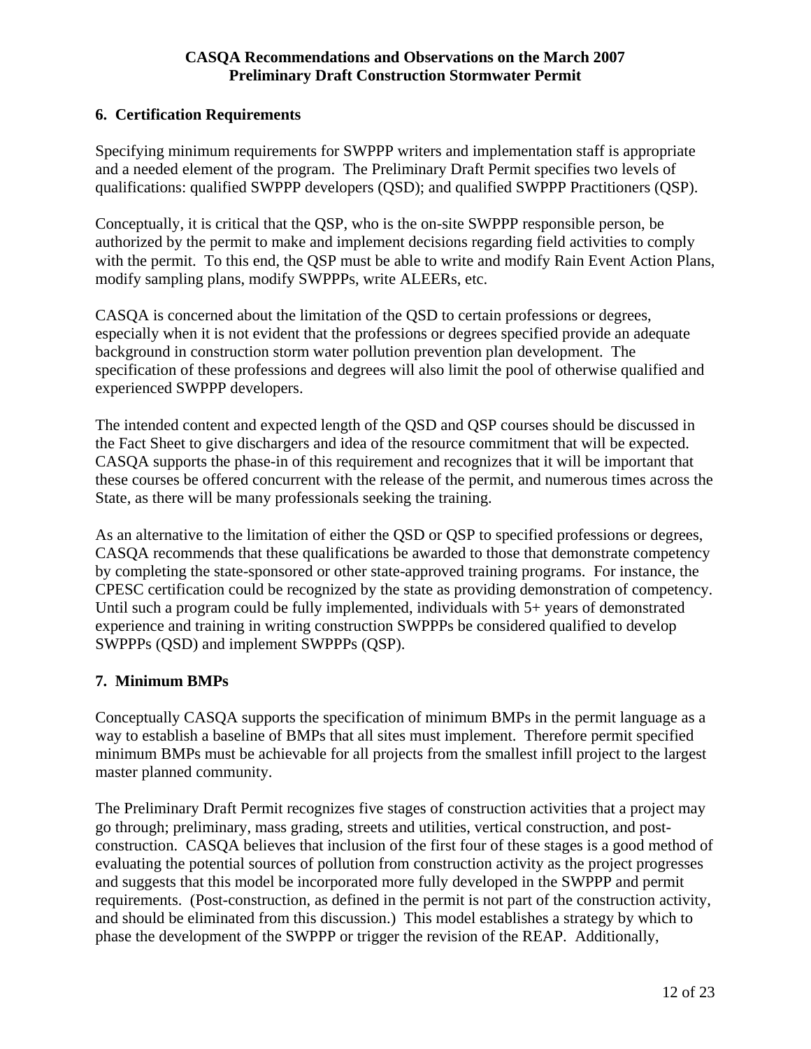## 6. Certification Requirements

Specifying minimum requirements for SWPPP writers and implementation staff is appropriate and a needed element of the program. The Preliminary Draft Permit specifies two levels of qualifications: qualified SWPPP developers (QSD); and qualified SWPPP Practitioners (QSP).

Conceptually, it is critical that the QSP, who is the on-site SWPPP responsible person, be authorized by the permit to make and implement decisions regarding field activities to comply with the permit. To this end, the QSP must be able to write and modify Rain Event Action Plans, modify sampling plans, modify SWPPPs, write ALEERs, etc.

CASQA is concerned about the limitation of the QSD to certain professions or degrees, especially when it is not evident that the professions or degrees specified provide an adequate background in construction storm water pollution prevention plan development. The specification of these professions and degrees will also limit the pool of otherwise qualified and experienced SWPPP developers.

The intended content and expected length of the QSD and QSP courses should be discussed in the Fact Sheet to give dischargers and idea of the resource commitment that will be expected. CASQA supports the phase-in of this requirement and recognizes that it will be important that these courses be offered concurrent with the release of the permit, and numerous times across the State, as there will be many professionals seeking the training.

As an alternative to the limitation of either the QSD or QSP to specified professions or degrees, CASQA recommends that these qualifications be awarded to those that demonstrate competency by completing the state-sponsored or other state-approved training programs. For instance, the CPESC certification could be recognized by the state as providing demonstration of competency. Until such a program could be fully implemented, individuals with 5+ years of demonstrated experience and training in writing construction SWPPPs be considered qualified to develop SWPPPs (QSD) and implement SWPPPs (QSP).

## 7. Minimum BMPs

Conceptually CASQA supports the specification of minimum BMPs in the permit language as a way to establish a baseline of BMPs that all sites must implement. Therefore permit specified minimum BMPs must be achievable for all projects from the smallest infill project to the largest master planned community.

The Preliminary Draft Permit recognizes five stages of construction activities that a project may go through; preliminary, mass grading, streets and utilities, vertical construction, and post-construction. CASQA believes that inclusion of the first four of these stages is a good method of evaluating the potential sources of pollution from construction activity as the project progresses and suggests that this model be incorporated more fully developed in the SWPPP and permit requirements. (Post-construction, as defined in the permit is not part of the construction activity, and should be eliminated from this discussion.) This model establishes a strategy by which to phase the development of the SWPPP or trigger the revision of the REAP. Additionally,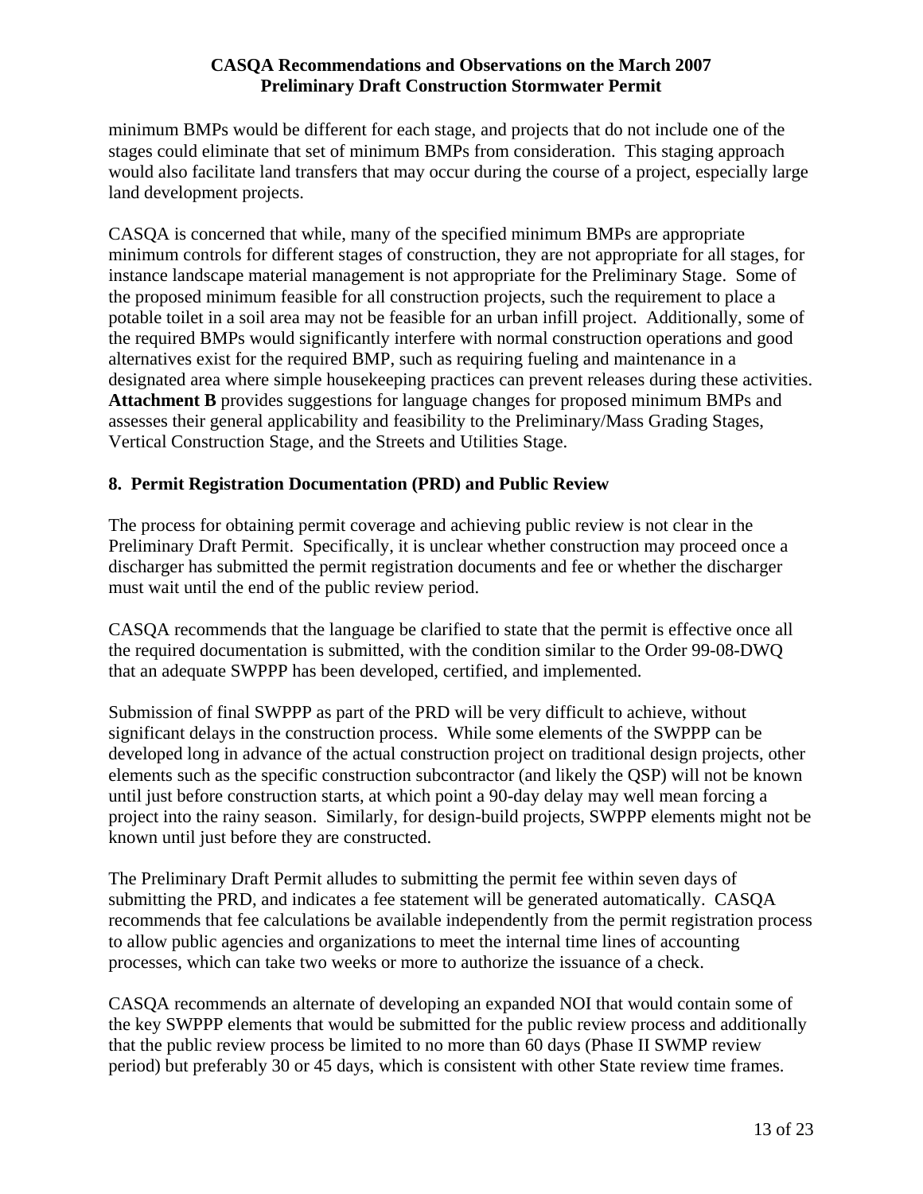minimum BMPs would be different for each stage, and projects that do not include one of the stages could eliminate that set of minimum BMPs from consideration. This staging approach would also facilitate land transfers that may occur during the course of a project, especially large land development projects.

CASQA is concerned that while, many of the specified minimum BMPs are appropriate minimum controls for different stages of construction, they are not appropriate for all stages, for instance landscape material management is not appropriate for the Preliminary Stage. Some of the proposed minimum feasible for all construction projects, such the requirement to place a potable toilet in a soil area may not be feasible for an urban infill project. Additionally, some of the required BMPs would significantly interfere with normal construction operations and good alternatives exist for the required BMP, such as requiring fueling and maintenance in a designated area where simple housekeeping practices can prevent releases during these activities. **Attachment B** provides suggestions for language changes for proposed minimum BMPs and assesses their general applicability and feasibility to the Preliminary/Mass Grading Stages, Vertical Construction Stage, and the Streets and Utilities Stage.

## 8. Permit Registration Documentation (PRD) and Public Review

The process for obtaining permit coverage and achieving public review is not clear in the Preliminary Draft Permit. Specifically, it is unclear whether construction may proceed once a discharger has submitted the permit registration documents and fee or whether the discharger must wait until the end of the public review period.

CASQA recommends that the language be clarified to state that the permit is effective once all the required documentation is submitted, with the condition similar to the Order 99-08-DWQ that an adequate SWPPP has been developed, certified, and implemented.

Submission of final SWPPP as part of the PRD will be very difficult to achieve, without significant delays in the construction process. While some elements of the SWPPP can be developed long in advance of the actual construction project on traditional design projects, other elements such as the specific construction subcontractor (and likely the QSP) will not be known until just before construction starts, at which point a 90-day delay may well mean forcing a project into the rainy season. Similarly, for design-build projects, SWPPP elements might not be known until just before they are constructed.

The Preliminary Draft Permit alludes to submitting the permit fee within seven days of submitting the PRD, and indicates a fee statement will be generated automatically. CASQA recommends that fee calculations be available independently from the permit registration process to allow public agencies and organizations to meet the internal time lines of accounting processes, which can take two weeks or more to authorize the issuance of a check.

CASQA recommends an alternate of developing an expanded NOI that would contain some of the key SWPPP elements that would be submitted for the public review process and additionally that the public review process be limited to no more than 60 days (Phase II SWMP review period) but preferably 30 or 45 days, which is consistent with other State review time frames.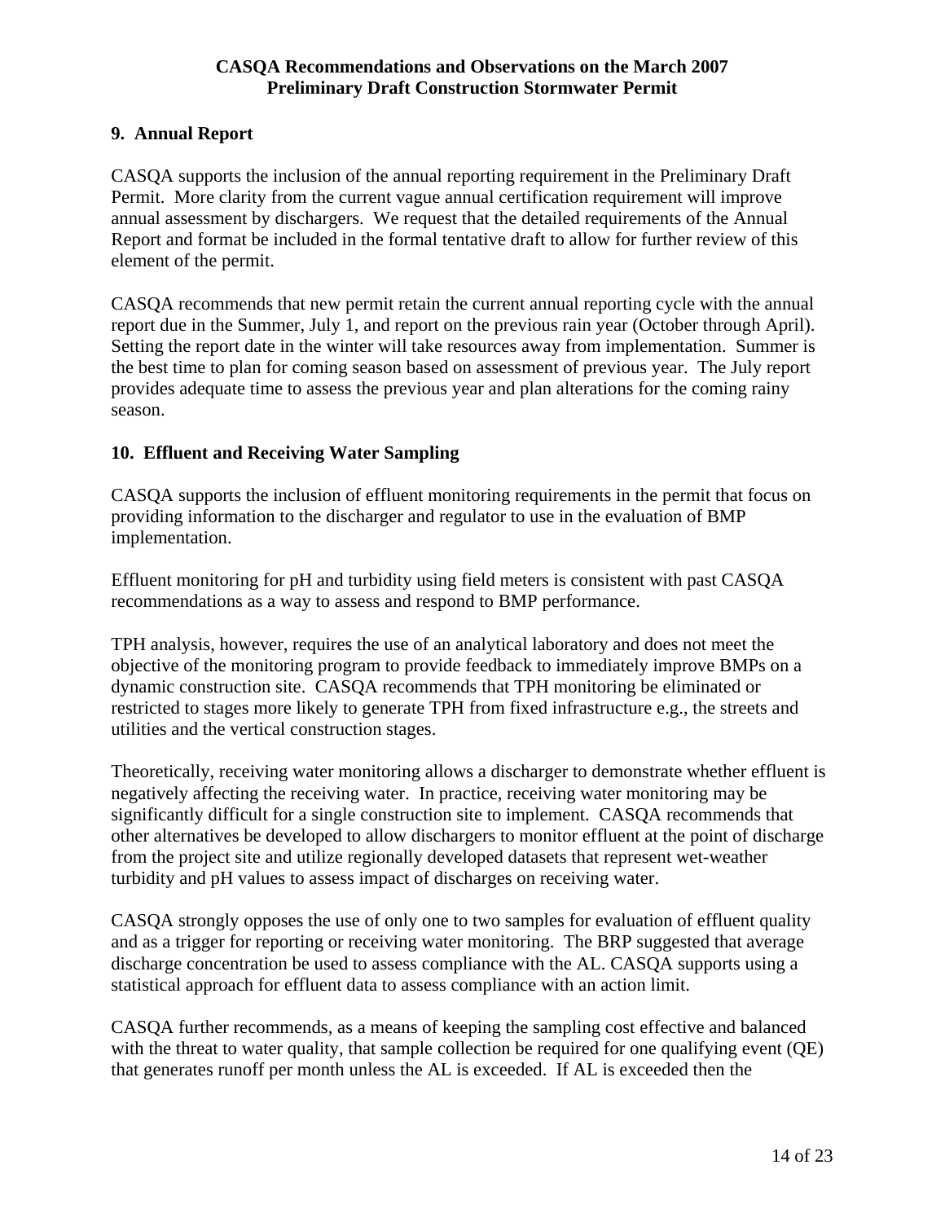## 9. Annual Report

CASQA supports the inclusion of the annual reporting requirement in the Preliminary Draft Permit. More clarity from the current vague annual certification requirement will improve annual assessment by dischargers. We request that the detailed requirements of the Annual Report and format be included in the formal tentative draft to allow for further review of this element of the permit.

CASQA recommends that new permit retain the current annual reporting cycle with the annual report due in the Summer, July 1, and report on the previous rain year (October through April). Setting the report date in the winter will take resources away from implementation. Summer is the best time to plan for coming season based on assessment of previous year. The July report provides adequate time to assess the previous year and plan alterations for the coming rainy season.

## 10. Effluent and Receiving Water Sampling

CASQA supports the inclusion of effluent monitoring requirements in the permit that focus on providing information to the discharger and regulator to use in the evaluation of BMP implementation.

Effluent monitoring for pH and turbidity using field meters is consistent with past CASQA recommendations as a way to assess and respond to BMP performance.

TPH analysis, however, requires the use of an analytical laboratory and does not meet the objective of the monitoring program to provide feedback to immediately improve BMPs on a dynamic construction site. CASQA recommends that TPH monitoring be eliminated or restricted to stages more likely to generate TPH from fixed infrastructure e.g., the streets and utilities and the vertical construction stages.

Theoretically, receiving water monitoring allows a discharger to demonstrate whether effluent is negatively affecting the receiving water. In practice, receiving water monitoring may be significantly difficult for a single construction site to implement. CASQA recommends that other alternatives be developed to allow dischargers to monitor effluent at the point of discharge from the project site and utilize regionally developed datasets that represent wet-weather turbidity and pH values to assess impact of discharges on receiving water.

CASQA strongly opposes the use of only one to two samples for evaluation of effluent quality and as a trigger for reporting or receiving water monitoring. The BRP suggested that average discharge concentration be used to assess compliance with the AL. CASQA supports using a statistical approach for effluent data to assess compliance with an action limit.

CASQA further recommends, as a means of keeping the sampling cost effective and balanced with the threat to water quality, that sample collection be required for one qualifying event (QE) that generates runoff per month unless the AL is exceeded. If AL is exceeded then the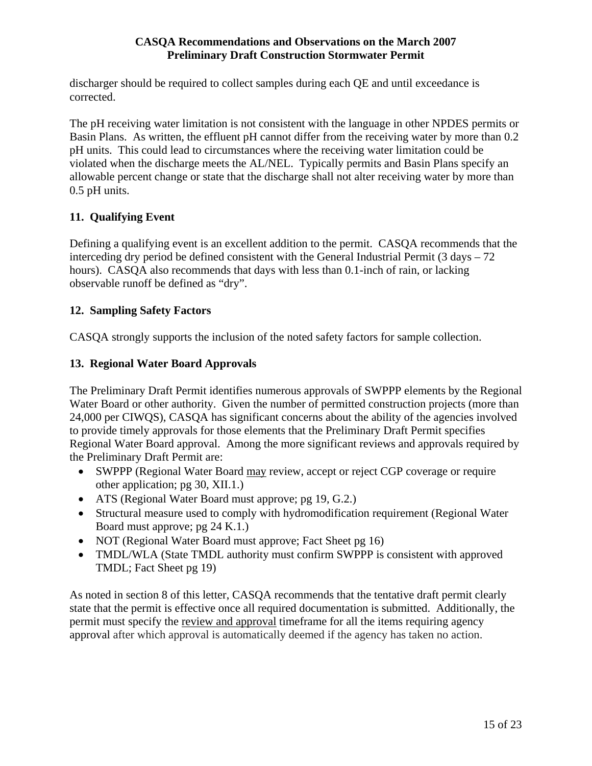discharger should be required to collect samples during each QE and until exceedance is corrected.

The pH receiving water limitation is not consistent with the language in other NPDES permits or Basin Plans. As written, the effluent pH cannot differ from the receiving water by more than 0.2 pH units. This could lead to circumstances where the receiving water limitation could be violated when the discharge meets the AL/NEL. Typically permits and Basin Plans specify an allowable percent change or state that the discharge shall not alter receiving water by more than 0.5 pH units.

### 11. Qualifying Event

Defining a qualifying event is an excellent addition to the permit. CASQA recommends that the interceding dry period be defined consistent with the General Industrial Permit (3 days – 72 hours). CASQA also recommends that days with less than 0.1-inch of rain, or lacking observable runoff be defined as "dry".

### 12. Sampling Safety Factors

CASQA strongly supports the inclusion of the noted safety factors for sample collection.

### 13. Regional Water Board Approvals

The Preliminary Draft Permit identifies numerous approvals of SWPPP elements by the Regional Water Board or other authority. Given the number of permitted construction projects (more than 24,000 per CIWQS), CASQA has significant concerns about the ability of the agencies involved to provide timely approvals for those elements that the Preliminary Draft Permit specifies Regional Water Board approval. Among the more significant reviews and approvals required by the Preliminary Draft Permit are:

- SWPPP (Regional Water Board <u>may</u> review, accept or reject CGP coverage or require other application; pg 30, XII.1.)
- ATS (Regional Water Board must approve; pg 19, G.2.)
- Structural measure used to comply with hydromodification requirement (Regional Water Board must approve; pg 24 K.1.)
- NOT (Regional Water Board must approve; Fact Sheet pg 16)
- TMDL/WLA (State TMDL authority must confirm SWPPP is consistent with approved TMDL; Fact Sheet pg 19)

As noted in section 8 of this letter, CASQA recommends that the tentative draft permit clearly state that the permit is effective once all required documentation is submitted. Additionally, the permit must specify the <u>review and approval</u> timeframe for all the items requiring agency approval after which approval is automatically deemed if the agency has taken no action.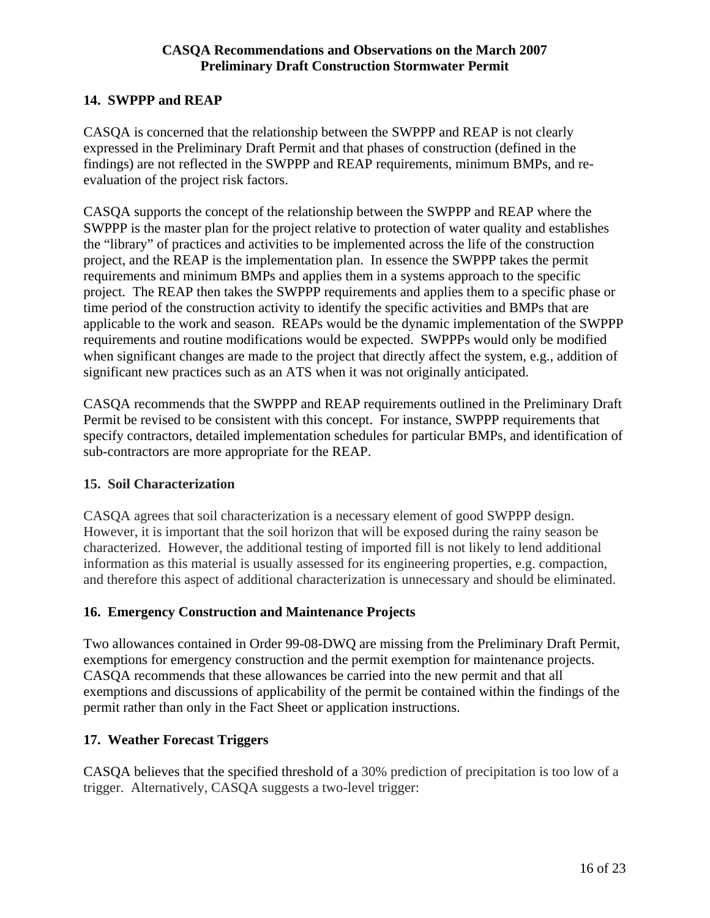### 14. SWPPP and REAP

CASQA is concerned that the relationship between the SWPPP and REAP is not clearly expressed in the Preliminary Draft Permit and that phases of construction (defined in the findings) are not reflected in the SWPPP and REAP requirements, minimum BMPs, and re-evaluation of the project risk factors.

CASQA supports the concept of the relationship between the SWPPP and REAP where the SWPPP is the master plan for the project relative to protection of water quality and establishes the "library" of practices and activities to be implemented across the life of the construction project, and the REAP is the implementation plan. In essence the SWPPP takes the permit requirements and minimum BMPs and applies them in a systems approach to the specific project. The REAP then takes the SWPPP requirements and applies them to a specific phase or time period of the construction activity to identify the specific activities and BMPs that are applicable to the work and season. REAPs would be the dynamic implementation of the SWPPP requirements and routine modifications would be expected. SWPPPs would only be modified when significant changes are made to the project that directly affect the system, e.g., addition of significant new practices such as an ATS when it was not originally anticipated.

CASQA recommends that the SWPPP and REAP requirements outlined in the Preliminary Draft Permit be revised to be consistent with this concept. For instance, SWPPP requirements that specify contractors, detailed implementation schedules for particular BMPs, and identification of sub-contractors are more appropriate for the REAP.

### 15. Soil Characterization

CASQA agrees that soil characterization is a necessary element of good SWPPP design. However, it is important that the soil horizon that will be exposed during the rainy season be characterized. However, the additional testing of imported fill is not likely to lend additional information as this material is usually assessed for its engineering properties, e.g. compaction, and therefore this aspect of additional characterization is unnecessary and should be eliminated.

### 16. Emergency Construction and Maintenance Projects

Two allowances contained in Order 99-08-DWQ are missing from the Preliminary Draft Permit, exemptions for emergency construction and the permit exemption for maintenance projects. CASQA recommends that these allowances be carried into the new permit and that all exemptions and discussions of applicability of the permit be contained within the findings of the permit rather than only in the Fact Sheet or application instructions.

### 17. Weather Forecast Triggers

CASQA believes that the specified threshold of a 30% prediction of precipitation is too low of a trigger. Alternatively, CASQA suggests a two-level trigger: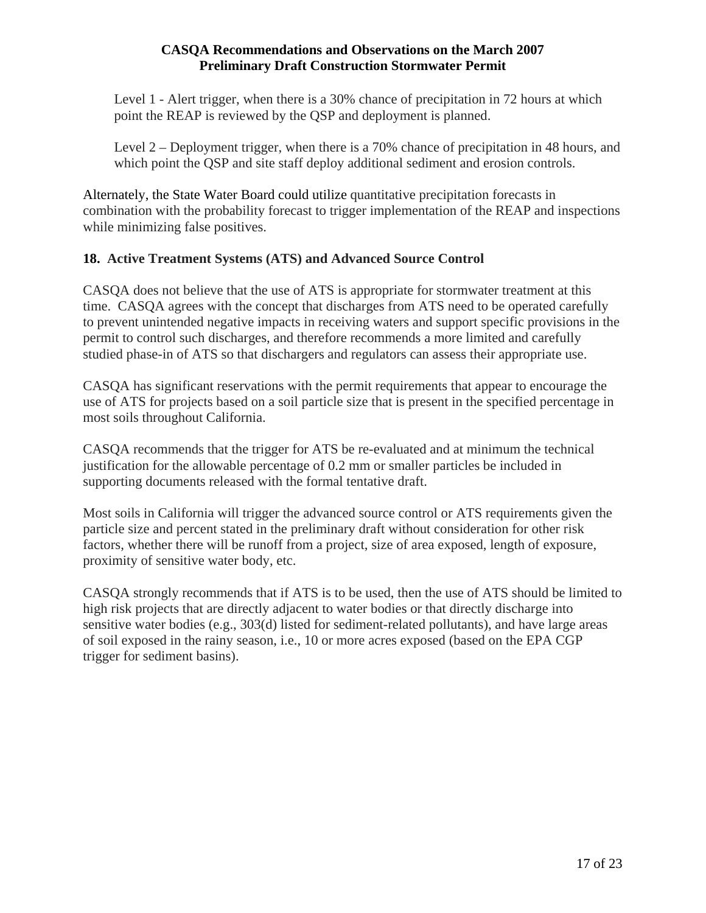Level 1 - Alert trigger, when there is a 30% chance of precipitation in 72 hours at which point the REAP is reviewed by the QSP and deployment is planned.

Level 2 – Deployment trigger, when there is a 70% chance of precipitation in 48 hours, and which point the QSP and site staff deploy additional sediment and erosion controls.

Alternately, the State Water Board could utilize quantitative precipitation forecasts in combination with the probability forecast to trigger implementation of the REAP and inspections while minimizing false positives.

## 18. Active Treatment Systems (ATS) and Advanced Source Control

CASQA does not believe that the use of ATS is appropriate for stormwater treatment at this time. CASQA agrees with the concept that discharges from ATS need to be operated carefully to prevent unintended negative impacts in receiving waters and support specific provisions in the permit to control such discharges, and therefore recommends a more limited and carefully studied phase-in of ATS so that dischargers and regulators can assess their appropriate use.

CASQA has significant reservations with the permit requirements that appear to encourage the use of ATS for projects based on a soil particle size that is present in the specified percentage in most soils throughout California.

CASQA recommends that the trigger for ATS be re-evaluated and at minimum the technical justification for the allowable percentage of 0.2 mm or smaller particles be included in supporting documents released with the formal tentative draft.

Most soils in California will trigger the advanced source control or ATS requirements given the particle size and percent stated in the preliminary draft without consideration for other risk factors, whether there will be runoff from a project, size of area exposed, length of exposure, proximity of sensitive water body, etc.

CASQA strongly recommends that if ATS is to be used, then the use of ATS should be limited to high risk projects that are directly adjacent to water bodies or that directly discharge into sensitive water bodies (e.g., 303(d) listed for sediment-related pollutants), and have large areas of soil exposed in the rainy season, i.e., 10 or more acres exposed (based on the EPA CGP trigger for sediment basins).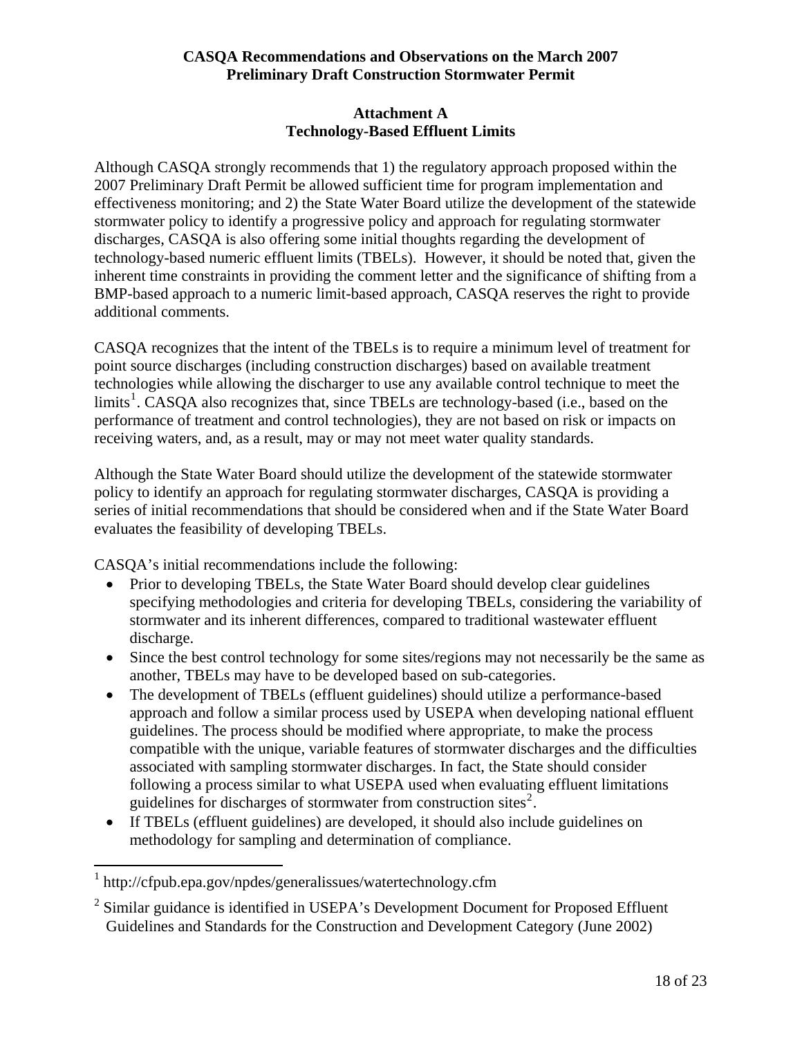**CASQA Recommendations and Observations on the March 2007 Preliminary Draft Construction Stormwater Permit**

## Attachment A
## Technology-Based Effluent Limits

Although CASQA strongly recommends that 1) the regulatory approach proposed within the 2007 Preliminary Draft Permit be allowed sufficient time for program implementation and effectiveness monitoring; and 2) the State Water Board utilize the development of the statewide stormwater policy to identify a progressive policy and approach for regulating stormwater discharges, CASQA is also offering some initial thoughts regarding the development of technology-based numeric effluent limits (TBELs). However, it should be noted that, given the inherent time constraints in providing the comment letter and the significance of shifting from a BMP-based approach to a numeric limit-based approach, CASQA reserves the right to provide additional comments.

CASQA recognizes that the intent of the TBELs is to require a minimum level of treatment for point source discharges (including construction discharges) based on available treatment technologies while allowing the discharger to use any available control technique to meet the limits[1]. CASQA also recognizes that, since TBELs are technology-based (i.e., based on the performance of treatment and control technologies), they are not based on risk or impacts on receiving waters, and, as a result, may or may not meet water quality standards.

Although the State Water Board should utilize the development of the statewide stormwater policy to identify an approach for regulating stormwater discharges, CASQA is providing a series of initial recommendations that should be considered when and if the State Water Board evaluates the feasibility of developing TBELs.

CASQA's initial recommendations include the following:

- Prior to developing TBELs, the State Water Board should develop clear guidelines specifying methodologies and criteria for developing TBELs, considering the variability of stormwater and its inherent differences, compared to traditional wastewater effluent discharge.
- Since the best control technology for some sites/regions may not necessarily be the same as another, TBELs may have to be developed based on sub-categories.
- The development of TBELs (effluent guidelines) should utilize a performance-based approach and follow a similar process used by USEPA when developing national effluent guidelines. The process should be modified where appropriate, to make the process compatible with the unique, variable features of stormwater discharges and the difficulties associated with sampling stormwater discharges. In fact, the State should consider following a process similar to what USEPA used when evaluating effluent limitations guidelines for discharges of stormwater from construction sites[2].
- If TBELs (effluent guidelines) are developed, it should also include guidelines on methodology for sampling and determination of compliance.

---

[1] http://cfpub.epa.gov/npdes/generalissues/watertechnology.cfm

[2] Similar guidance is identified in USEPA's Development Document for Proposed Effluent Guidelines and Standards for the Construction and Development Category (June 2002)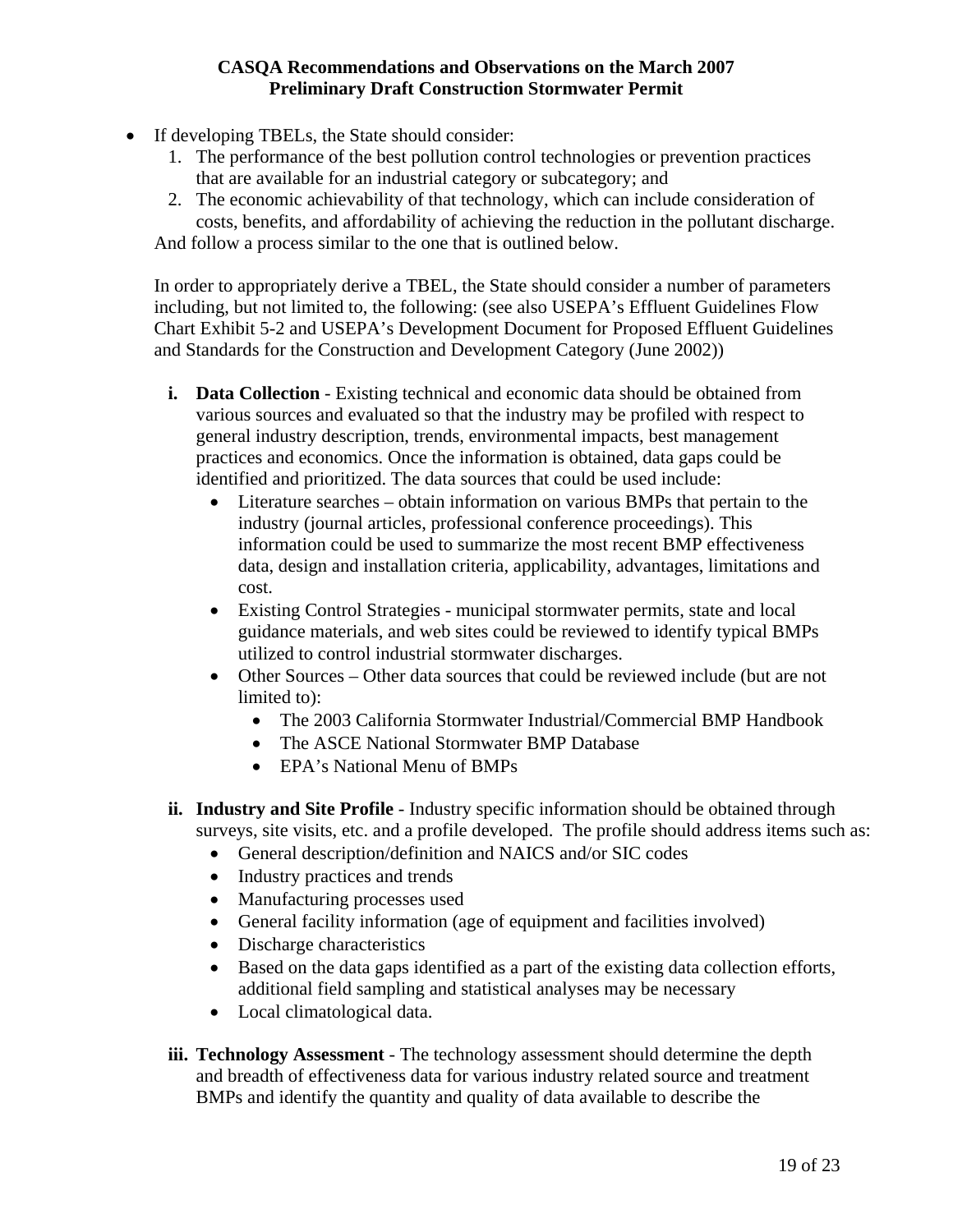- If developing TBELs, the State should consider:
  1. The performance of the best pollution control technologies or prevention practices that are available for an industrial category or subcategory; and
  2. The economic achievability of that technology, which can include consideration of costs, benefits, and affordability of achieving the reduction in the pollutant discharge.

  And follow a process similar to the one that is outlined below.

  In order to appropriately derive a TBEL, the State should consider a number of parameters including, but not limited to, the following: (see also USEPA's Effluent Guidelines Flow Chart Exhibit 5-2 and USEPA's Development Document for Proposed Effluent Guidelines and Standards for the Construction and Development Category (June 2002))

  **i. Data Collection** - Existing technical and economic data should be obtained from various sources and evaluated so that the industry may be profiled with respect to general industry description, trends, environmental impacts, best management practices and economics. Once the information is obtained, data gaps could be identified and prioritized. The data sources that could be used include:
  - Literature searches – obtain information on various BMPs that pertain to the industry (journal articles, professional conference proceedings). This information could be used to summarize the most recent BMP effectiveness data, design and installation criteria, applicability, advantages, limitations and cost.
  - Existing Control Strategies - municipal stormwater permits, state and local guidance materials, and web sites could be reviewed to identify typical BMPs utilized to control industrial stormwater discharges.
  - Other Sources – Other data sources that could be reviewed include (but are not limited to):
    - The 2003 California Stormwater Industrial/Commercial BMP Handbook
    - The ASCE National Stormwater BMP Database
    - EPA's National Menu of BMPs

  **ii. Industry and Site Profile** - Industry specific information should be obtained through surveys, site visits, etc. and a profile developed. The profile should address items such as:
  - General description/definition and NAICS and/or SIC codes
  - Industry practices and trends
  - Manufacturing processes used
  - General facility information (age of equipment and facilities involved)
  - Discharge characteristics
  - Based on the data gaps identified as a part of the existing data collection efforts, additional field sampling and statistical analyses may be necessary
  - Local climatological data.

  **iii. Technology Assessment** - The technology assessment should determine the depth and breadth of effectiveness data for various industry related source and treatment BMPs and identify the quantity and quality of data available to describe the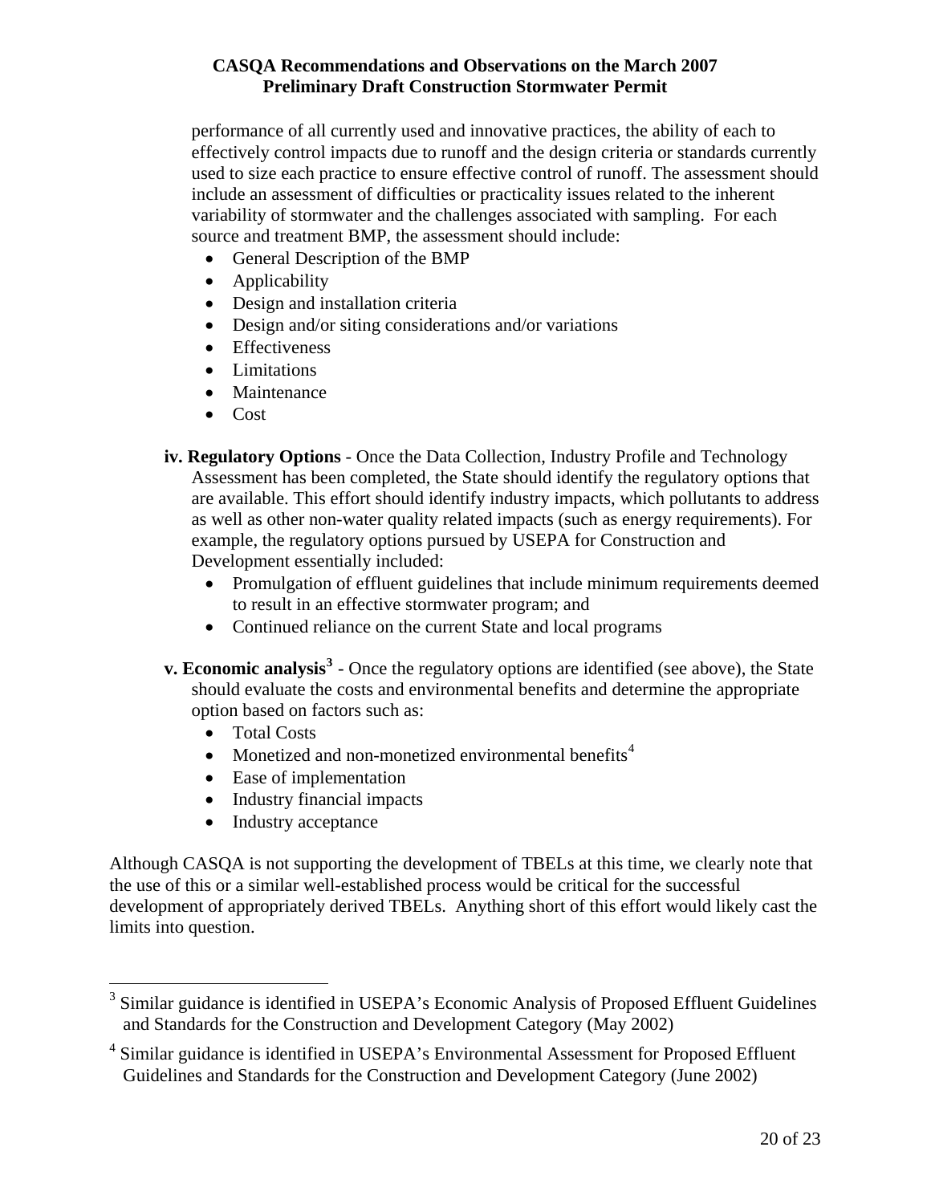performance of all currently used and innovative practices, the ability of each to effectively control impacts due to runoff and the design criteria or standards currently used to size each practice to ensure effective control of runoff. The assessment should include an assessment of difficulties or practicality issues related to the inherent variability of stormwater and the challenges associated with sampling. For each source and treatment BMP, the assessment should include:

- General Description of the BMP
- Applicability
- Design and installation criteria
- Design and/or siting considerations and/or variations
- Effectiveness
- Limitations
- Maintenance
- Cost

**iv. Regulatory Options** - Once the Data Collection, Industry Profile and Technology Assessment has been completed, the State should identify the regulatory options that are available. This effort should identify industry impacts, which pollutants to address as well as other non-water quality related impacts (such as energy requirements). For example, the regulatory options pursued by USEPA for Construction and Development essentially included:

- Promulgation of effluent guidelines that include minimum requirements deemed to result in an effective stormwater program; and
- Continued reliance on the current State and local programs

**v. Economic analysis**[3] - Once the regulatory options are identified (see above), the State should evaluate the costs and environmental benefits and determine the appropriate option based on factors such as:

- Total Costs
- Monetized and non-monetized environmental benefits[4]
- Ease of implementation
- Industry financial impacts
- Industry acceptance

Although CASQA is not supporting the development of TBELs at this time, we clearly note that the use of this or a similar well-established process would be critical for the successful development of appropriately derived TBELs. Anything short of this effort would likely cast the limits into question.

---

[3] Similar guidance is identified in USEPA's Economic Analysis of Proposed Effluent Guidelines and Standards for the Construction and Development Category (May 2002)

[4] Similar guidance is identified in USEPA's Environmental Assessment for Proposed Effluent Guidelines and Standards for the Construction and Development Category (June 2002)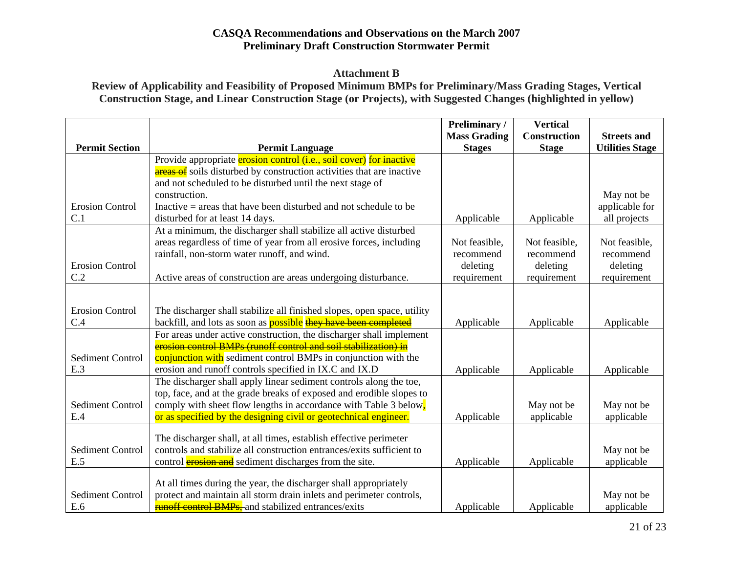# CASQA Recommendations and Observations on the March 2007 Preliminary Draft Construction Stormwater Permit

## Attachment B

## Review of Applicability and Feasibility of Proposed Minimum BMPs for Preliminary/Mass Grading Stages, Vertical Construction Stage, and Linear Construction Stage (or Projects), with Suggested Changes (highlighted in yellow)

| Permit Section | Permit Language | Preliminary / Mass Grading Stages | Vertical Construction Stage | Streets and Utilities Stage |
|---|---|---|---|---|
| Erosion Control C.1 | Provide appropriate erosion control (i.e., soil cover) for ~~inactive areas of~~ soils disturbed by construction activities that are inactive and not scheduled to be disturbed until the next stage of construction.<br>Inactive = areas that have been disturbed and not schedule to be disturbed for at least 14 days. | Applicable | Applicable | May not be applicable for all projects |
| Erosion Control C.2 | At a minimum, the discharger shall stabilize all active disturbed areas regardless of time of year from all erosive forces, including rainfall, non-storm water runoff, and wind.<br><br>Active areas of construction are areas undergoing disturbance. | Not feasible, recommend deleting requirement | Not feasible, recommend deleting requirement | Not feasible, recommend deleting requirement |
| Erosion Control C.4 | The discharger shall stabilize all finished slopes, open space, utility backfill, and lots as soon as possible ~~they have been completed~~ | Applicable | Applicable | Applicable |
| Sediment Control E.3 | For areas under active construction, the discharger shall implement ~~erosion control BMPs (runoff control and soil stabilization) in conjunction with~~ sediment control BMPs in conjunction with the erosion and runoff controls specified in IX.C and IX.D | Applicable | Applicable | Applicable |
| Sediment Control E.4 | The discharger shall apply linear sediment controls along the toe, top, face, and at the grade breaks of exposed and erodible slopes to comply with sheet flow lengths in accordance with Table 3 below, or as specified by the designing civil or geotechnical engineer. | Applicable | May not be applicable | May not be applicable |
| Sediment Control E.5 | The discharger shall, at all times, establish effective perimeter controls and stabilize all construction entrances/exits sufficient to control ~~erosion and~~ sediment discharges from the site. | Applicable | Applicable | May not be applicable |
| Sediment Control E.6 | At all times during the year, the discharger shall appropriately protect and maintain all storm drain inlets and perimeter controls, ~~runoff control BMPs,~~ and stabilized entrances/exits | Applicable | Applicable | May not be applicable |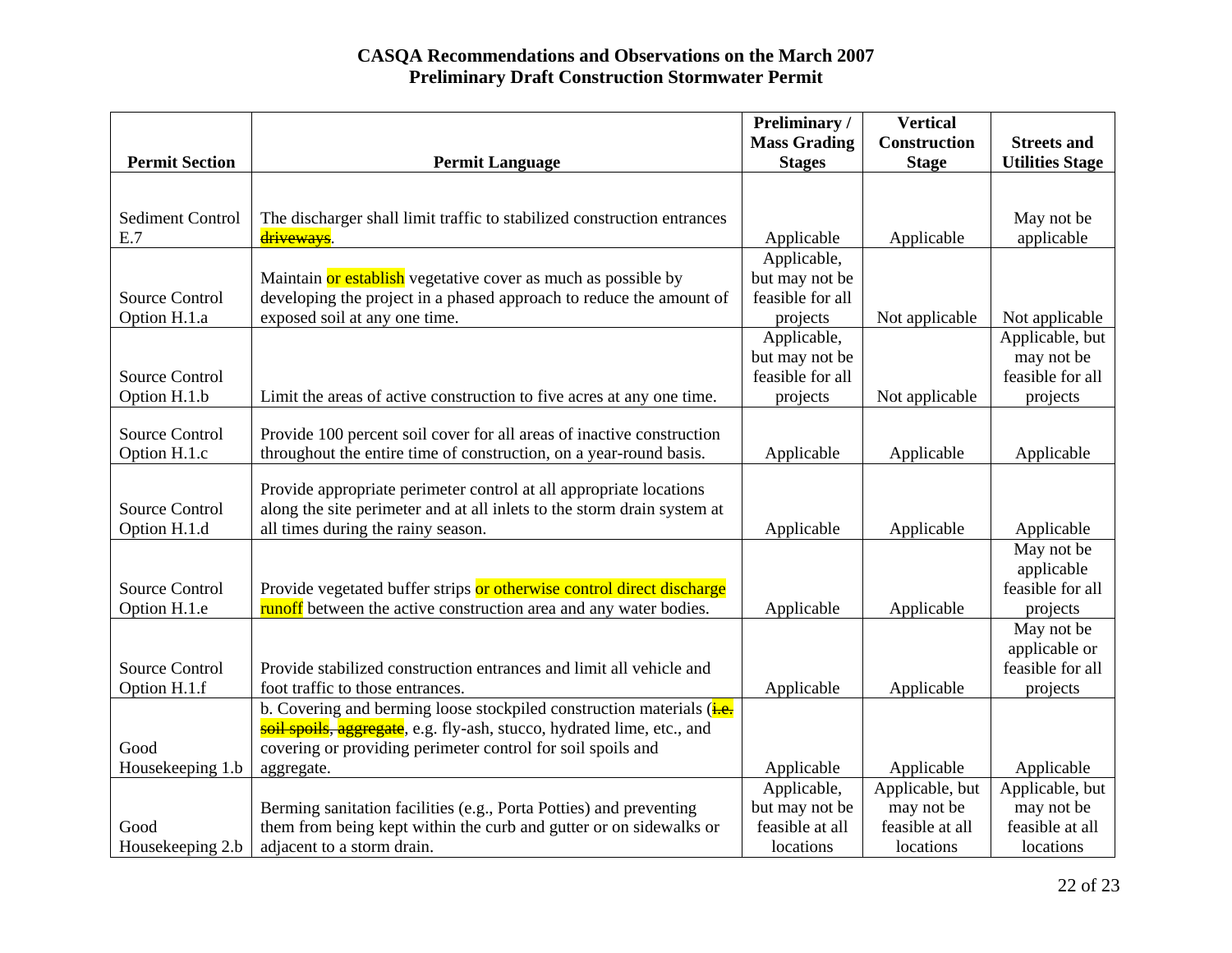# CASQA Recommendations and Observations on the March 2007 Preliminary Draft Construction Stormwater Permit

| Permit Section | Permit Language | Preliminary / Mass Grading Stages | Vertical Construction Stage | Streets and Utilities Stage |
|---|---|---|---|---|
| Sediment Control E.7 | The discharger shall limit traffic to stabilized construction entrances ~~driveways~~. | Applicable | Applicable | May not be applicable |
| Source Control Option H.1.a | Maintain or establish vegetative cover as much as possible by developing the project in a phased approach to reduce the amount of exposed soil at any one time. | Applicable, but may not be feasible for all projects | Not applicable | Not applicable |
| Source Control Option H.1.b | Limit the areas of active construction to five acres at any one time. | Applicable, but may not be feasible for all projects | Not applicable | Applicable, but may not be feasible for all projects |
| Source Control Option H.1.c | Provide 100 percent soil cover for all areas of inactive construction throughout the entire time of construction, on a year-round basis. | Applicable | Applicable | Applicable |
| Source Control Option H.1.d | Provide appropriate perimeter control at all appropriate locations along the site perimeter and at all inlets to the storm drain system at all times during the rainy season. | Applicable | Applicable | Applicable |
| Source Control Option H.1.e | Provide vegetated buffer strips or otherwise control direct discharge runoff between the active construction area and any water bodies. | Applicable | Applicable | May not be applicable feasible for all projects |
| Source Control Option H.1.f | Provide stabilized construction entrances and limit all vehicle and foot traffic to those entrances. | Applicable | Applicable | May not be applicable or feasible for all projects |
| Good Housekeeping 1.b | b. Covering and berming loose stockpiled construction materials (~~i.e. soil spoils~~, ~~aggregate~~, e.g. fly-ash, stucco, hydrated lime, etc., and covering or providing perimeter control for soil spoils and aggregate. | Applicable | Applicable | Applicable |
| Good Housekeeping 2.b | Berming sanitation facilities (e.g., Porta Potties) and preventing them from being kept within the curb and gutter or on sidewalks or adjacent to a storm drain. | Applicable, but may not be feasible at all locations | Applicable, but may not be feasible at all locations | Applicable, but may not be feasible at all locations |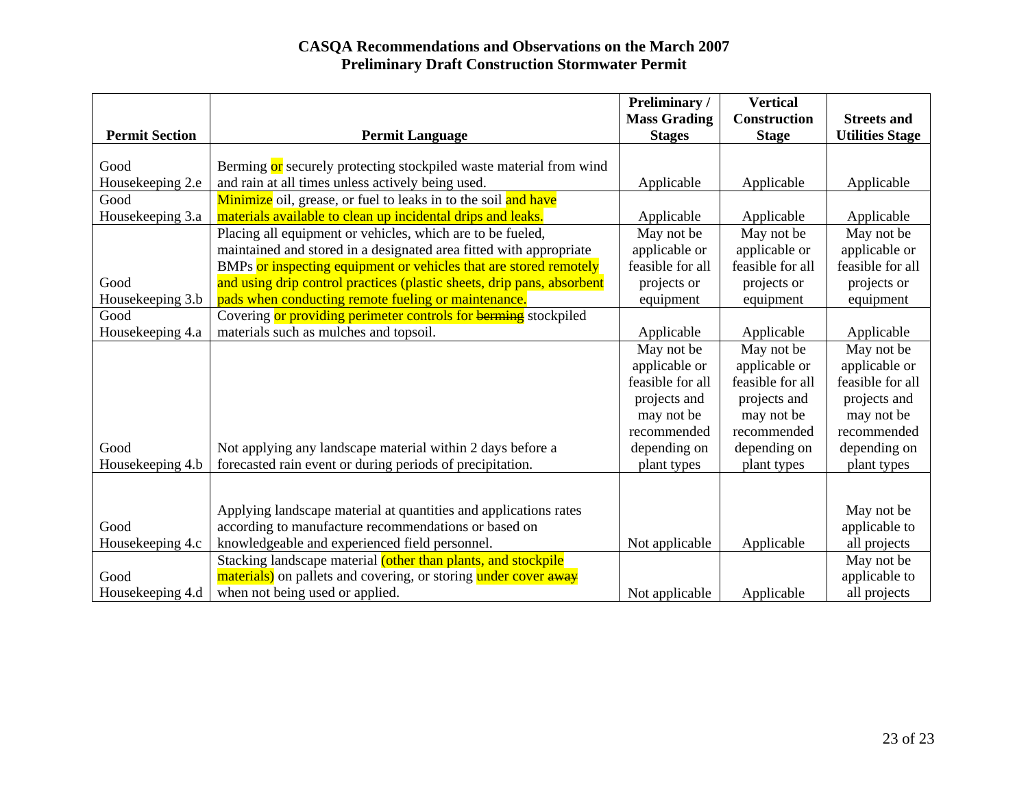# CASQA Recommendations and Observations on the March 2007 Preliminary Draft Construction Stormwater Permit

| Permit Section | Permit Language | Preliminary / Mass Grading Stages | Vertical Construction Stage | Streets and Utilities Stage |
|---|---|---|---|---|
| Good Housekeeping 2.e | Berming or securely protecting stockpiled waste material from wind and rain at all times unless actively being used. | Applicable | Applicable | Applicable |
| Good Housekeeping 3.a | Minimize oil, grease, or fuel to leaks in to the soil and have materials available to clean up incidental drips and leaks. | Applicable | Applicable | Applicable |
| Good Housekeeping 3.b | Placing all equipment or vehicles, which are to be fueled, maintained and stored in a designated area fitted with appropriate BMPs or inspecting equipment or vehicles that are stored remotely and using drip control practices (plastic sheets, drip pans, absorbent pads when conducting remote fueling or maintenance. | May not be applicable or feasible for all projects or equipment | May not be applicable or feasible for all projects or equipment | May not be applicable or feasible for all projects or equipment |
| Good Housekeeping 4.a | Covering or providing perimeter controls for ~~berming~~ stockpiled materials such as mulches and topsoil. | Applicable | Applicable | Applicable |
| Good Housekeeping 4.b | Not applying any landscape material within 2 days before a forecasted rain event or during periods of precipitation. | May not be applicable or feasible for all projects and may not be recommended depending on plant types | May not be applicable or feasible for all projects and may not be recommended depending on plant types | May not be applicable or feasible for all projects and may not be recommended depending on plant types |
| Good Housekeeping 4.c | Applying landscape material at quantities and applications rates according to manufacture recommendations or based on knowledgeable and experienced field personnel. | Not applicable | Applicable | May not be applicable to all projects |
| Good Housekeeping 4.d | Stacking landscape material (other than plants, and stockpile materials) on pallets and covering, or storing under cover ~~away~~ when not being used or applied. | Not applicable | Applicable | May not be applicable to all projects |